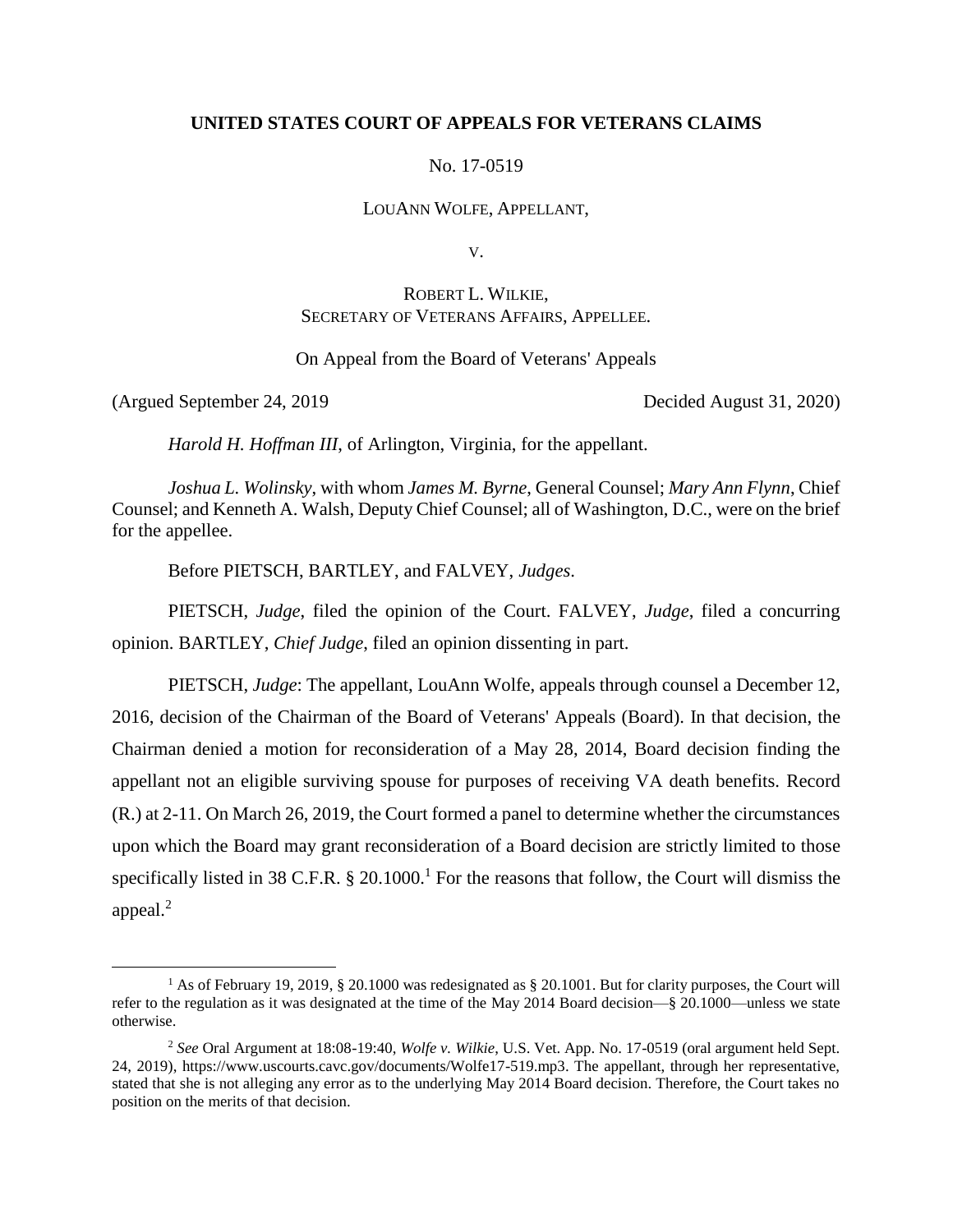**UNITED STATES COURT OF APPEALS FOR VETERANS CLAIMS**

No. 17-0519

LOUANN WOLFE, APPELLANT,

V.

ROBERT L. WILKIE,
SECRETARY OF VETERANS AFFAIRS, APPELLEE.

On Appeal from the Board of Veterans' Appeals

(Argued September 24, 2019 Decided August 31, 2020)

*Harold H. Hoffman III*, of Arlington, Virginia, for the appellant.

*Joshua L. Wolinsky*, with whom *James M. Byrne*, General Counsel; *Mary Ann Flynn*, Chief Counsel; and Kenneth A. Walsh, Deputy Chief Counsel; all of Washington, D.C., were on the brief for the appellee.

Before PIETSCH, BARTLEY, and FALVEY, *Judges*.

PIETSCH, *Judge*, filed the opinion of the Court. FALVEY, *Judge*, filed a concurring opinion. BARTLEY, *Chief Judge*, filed an opinion dissenting in part.

PIETSCH, *Judge*: The appellant, LouAnn Wolfe, appeals through counsel a December 12, 2016, decision of the Chairman of the Board of Veterans' Appeals (Board). In that decision, the Chairman denied a motion for reconsideration of a May 28, 2014, Board decision finding the appellant not an eligible surviving spouse for purposes of receiving VA death benefits. Record (R.) at 2-11. On March 26, 2019, the Court formed a panel to determine whether the circumstances upon which the Board may grant reconsideration of a Board decision are strictly limited to those specifically listed in 38 C.F.R. § 20.1000.[1] For the reasons that follow, the Court will dismiss the appeal.[2]

---

[1] As of February 19, 2019, § 20.1000 was redesignated as § 20.1001. But for clarity purposes, the Court will refer to the regulation as it was designated at the time of the May 2014 Board decision—§ 20.1000—unless we state otherwise.

[2] *See* Oral Argument at 18:08-19:40, *Wolfe v. Wilkie*, U.S. Vet. App. No. 17-0519 (oral argument held Sept. 24, 2019), https://www.uscourts.cavc.gov/documents/Wolfe17-519.mp3. The appellant, through her representative, stated that she is not alleging any error as to the underlying May 2014 Board decision. Therefore, the Court takes no position on the merits of that decision.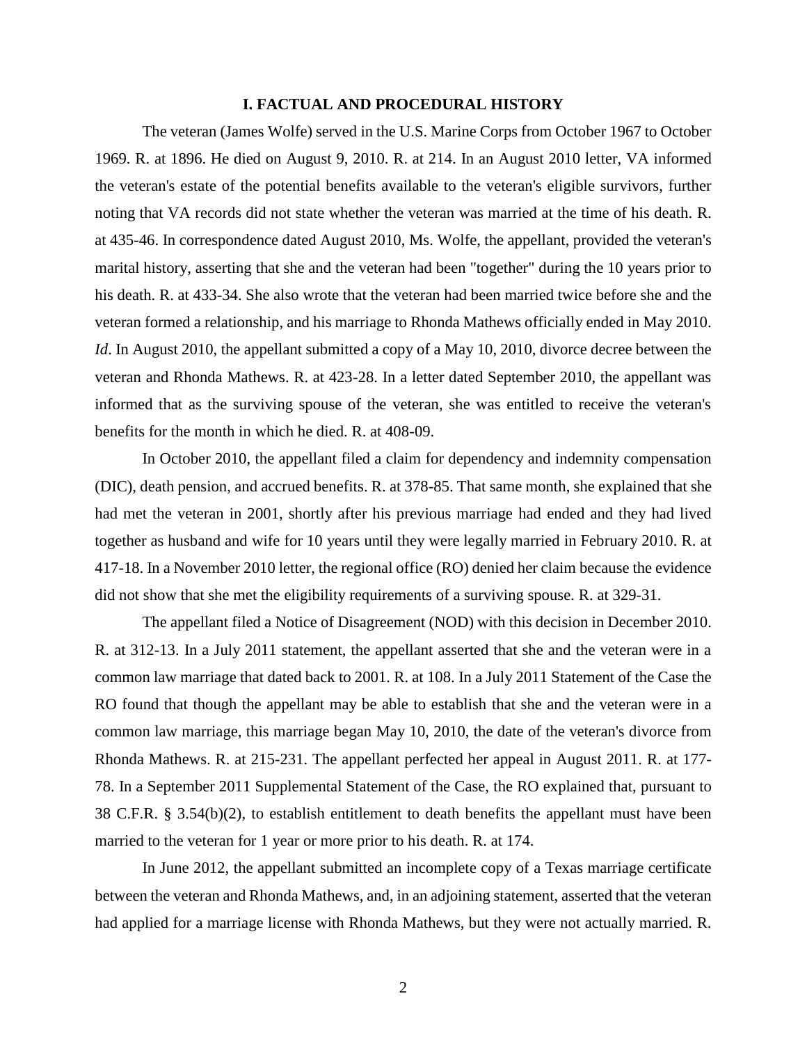## I. FACTUAL AND PROCEDURAL HISTORY

The veteran (James Wolfe) served in the U.S. Marine Corps from October 1967 to October 1969. R. at 1896. He died on August 9, 2010. R. at 214. In an August 2010 letter, VA informed the veteran's estate of the potential benefits available to the veteran's eligible survivors, further noting that VA records did not state whether the veteran was married at the time of his death. R. at 435-46. In correspondence dated August 2010, Ms. Wolfe, the appellant, provided the veteran's marital history, asserting that she and the veteran had been "together" during the 10 years prior to his death. R. at 433-34. She also wrote that the veteran had been married twice before she and the veteran formed a relationship, and his marriage to Rhonda Mathews officially ended in May 2010. *Id*. In August 2010, the appellant submitted a copy of a May 10, 2010, divorce decree between the veteran and Rhonda Mathews. R. at 423-28. In a letter dated September 2010, the appellant was informed that as the surviving spouse of the veteran, she was entitled to receive the veteran's benefits for the month in which he died. R. at 408-09.

In October 2010, the appellant filed a claim for dependency and indemnity compensation (DIC), death pension, and accrued benefits. R. at 378-85. That same month, she explained that she had met the veteran in 2001, shortly after his previous marriage had ended and they had lived together as husband and wife for 10 years until they were legally married in February 2010. R. at 417-18. In a November 2010 letter, the regional office (RO) denied her claim because the evidence did not show that she met the eligibility requirements of a surviving spouse. R. at 329-31.

The appellant filed a Notice of Disagreement (NOD) with this decision in December 2010. R. at 312-13. In a July 2011 statement, the appellant asserted that she and the veteran were in a common law marriage that dated back to 2001. R. at 108. In a July 2011 Statement of the Case the RO found that though the appellant may be able to establish that she and the veteran were in a common law marriage, this marriage began May 10, 2010, the date of the veteran's divorce from Rhonda Mathews. R. at 215-231. The appellant perfected her appeal in August 2011. R. at 177-78. In a September 2011 Supplemental Statement of the Case, the RO explained that, pursuant to 38 C.F.R. § 3.54(b)(2), to establish entitlement to death benefits the appellant must have been married to the veteran for 1 year or more prior to his death. R. at 174.

In June 2012, the appellant submitted an incomplete copy of a Texas marriage certificate between the veteran and Rhonda Mathews, and, in an adjoining statement, asserted that the veteran had applied for a marriage license with Rhonda Mathews, but they were not actually married. R.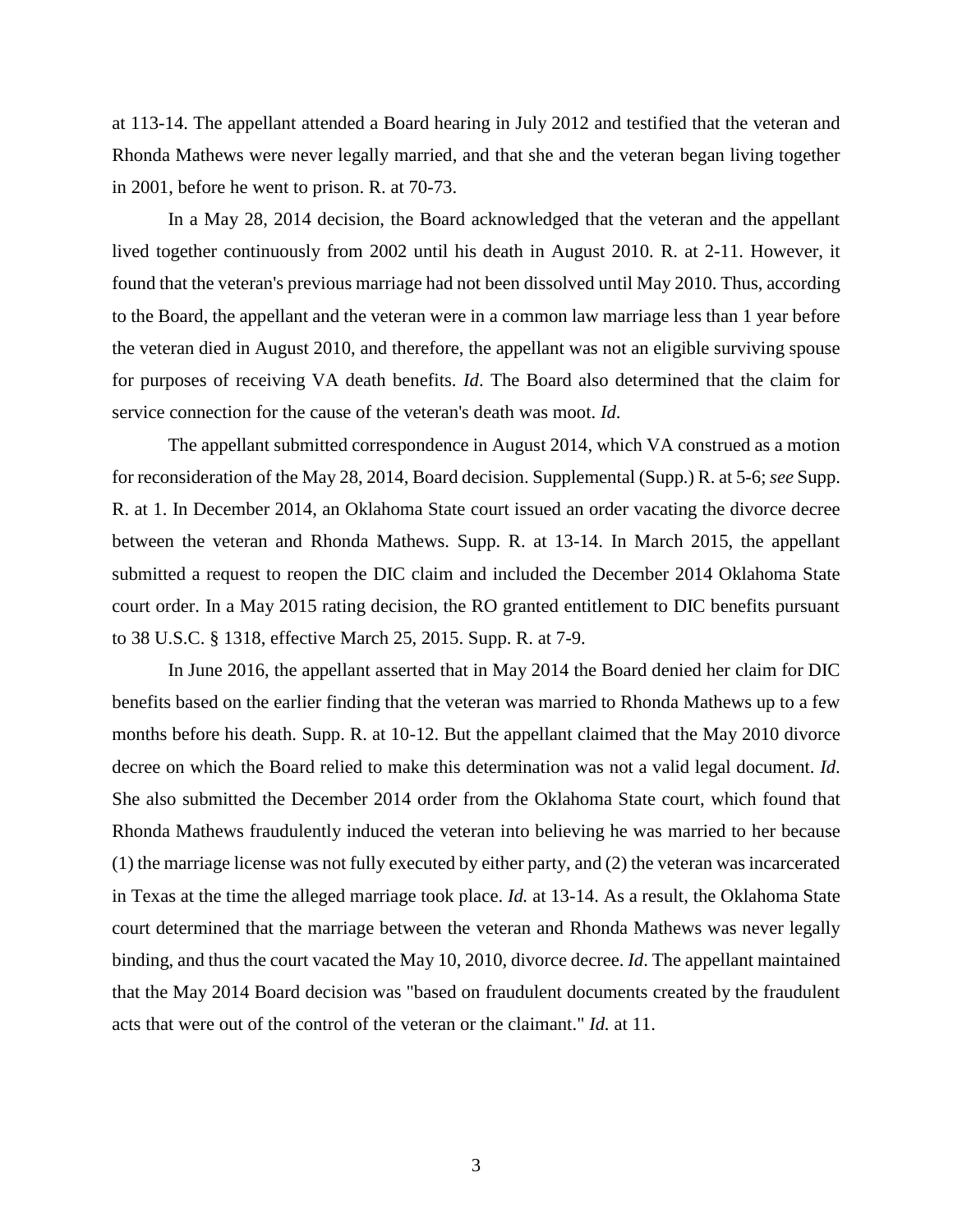at 113-14. The appellant attended a Board hearing in July 2012 and testified that the veteran and Rhonda Mathews were never legally married, and that she and the veteran began living together in 2001, before he went to prison. R. at 70-73.

In a May 28, 2014 decision, the Board acknowledged that the veteran and the appellant lived together continuously from 2002 until his death in August 2010. R. at 2-11. However, it found that the veteran's previous marriage had not been dissolved until May 2010. Thus, according to the Board, the appellant and the veteran were in a common law marriage less than 1 year before the veteran died in August 2010, and therefore, the appellant was not an eligible surviving spouse for purposes of receiving VA death benefits. *Id*. The Board also determined that the claim for service connection for the cause of the veteran's death was moot. *Id*.

The appellant submitted correspondence in August 2014, which VA construed as a motion for reconsideration of the May 28, 2014, Board decision. Supplemental (Supp.) R. at 5-6; *see* Supp. R. at 1. In December 2014, an Oklahoma State court issued an order vacating the divorce decree between the veteran and Rhonda Mathews. Supp. R. at 13-14. In March 2015, the appellant submitted a request to reopen the DIC claim and included the December 2014 Oklahoma State court order. In a May 2015 rating decision, the RO granted entitlement to DIC benefits pursuant to 38 U.S.C. § 1318, effective March 25, 2015. Supp. R. at 7-9.

In June 2016, the appellant asserted that in May 2014 the Board denied her claim for DIC benefits based on the earlier finding that the veteran was married to Rhonda Mathews up to a few months before his death. Supp. R. at 10-12. But the appellant claimed that the May 2010 divorce decree on which the Board relied to make this determination was not a valid legal document. *Id*. She also submitted the December 2014 order from the Oklahoma State court, which found that Rhonda Mathews fraudulently induced the veteran into believing he was married to her because (1) the marriage license was not fully executed by either party, and (2) the veteran was incarcerated in Texas at the time the alleged marriage took place. *Id.* at 13-14. As a result, the Oklahoma State court determined that the marriage between the veteran and Rhonda Mathews was never legally binding, and thus the court vacated the May 10, 2010, divorce decree. *Id*. The appellant maintained that the May 2014 Board decision was "based on fraudulent documents created by the fraudulent acts that were out of the control of the veteran or the claimant." *Id.* at 11.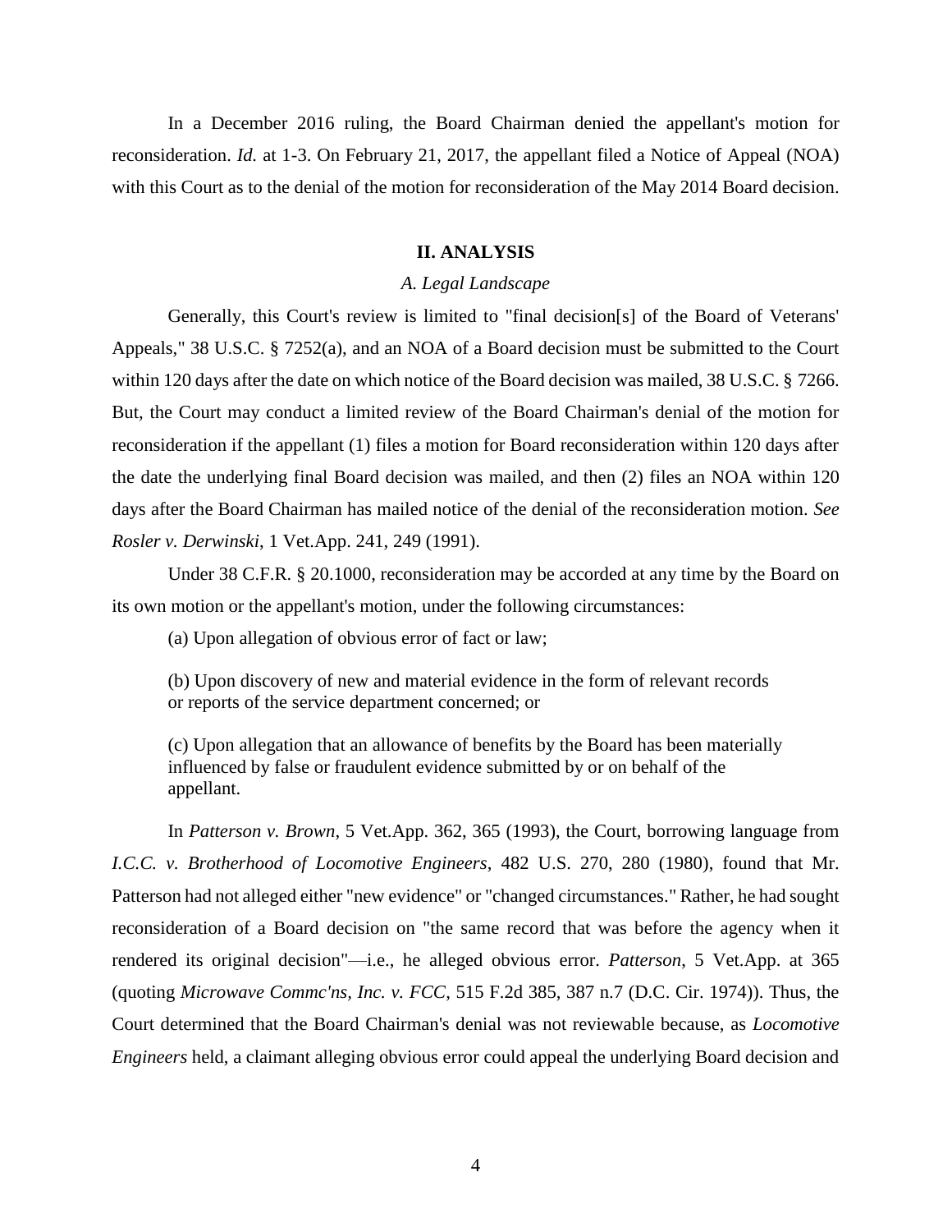In a December 2016 ruling, the Board Chairman denied the appellant's motion for reconsideration. *Id.* at 1-3. On February 21, 2017, the appellant filed a Notice of Appeal (NOA) with this Court as to the denial of the motion for reconsideration of the May 2014 Board decision.

## II. ANALYSIS

### *A. Legal Landscape*

Generally, this Court's review is limited to "final decision[s] of the Board of Veterans' Appeals," 38 U.S.C. § 7252(a), and an NOA of a Board decision must be submitted to the Court within 120 days after the date on which notice of the Board decision was mailed, 38 U.S.C. § 7266. But, the Court may conduct a limited review of the Board Chairman's denial of the motion for reconsideration if the appellant (1) files a motion for Board reconsideration within 120 days after the date the underlying final Board decision was mailed, and then (2) files an NOA within 120 days after the Board Chairman has mailed notice of the denial of the reconsideration motion. *See Rosler v. Derwinski*, 1 Vet.App. 241, 249 (1991).

Under 38 C.F.R. § 20.1000, reconsideration may be accorded at any time by the Board on its own motion or the appellant's motion, under the following circumstances:

> (a) Upon allegation of obvious error of fact or law;
>
> (b) Upon discovery of new and material evidence in the form of relevant records or reports of the service department concerned; or
>
> (c) Upon allegation that an allowance of benefits by the Board has been materially influenced by false or fraudulent evidence submitted by or on behalf of the appellant.

In *Patterson v. Brown*, 5 Vet.App. 362, 365 (1993), the Court, borrowing language from *I.C.C. v. Brotherhood of Locomotive Engineers*, 482 U.S. 270, 280 (1980), found that Mr. Patterson had not alleged either "new evidence" or "changed circumstances." Rather, he had sought reconsideration of a Board decision on "the same record that was before the agency when it rendered its original decision"—i.e., he alleged obvious error. *Patterson*, 5 Vet.App. at 365 (quoting *Microwave Commc'ns, Inc. v. FCC*, 515 F.2d 385, 387 n.7 (D.C. Cir. 1974)). Thus, the Court determined that the Board Chairman's denial was not reviewable because, as *Locomotive Engineers* held, a claimant alleging obvious error could appeal the underlying Board decision and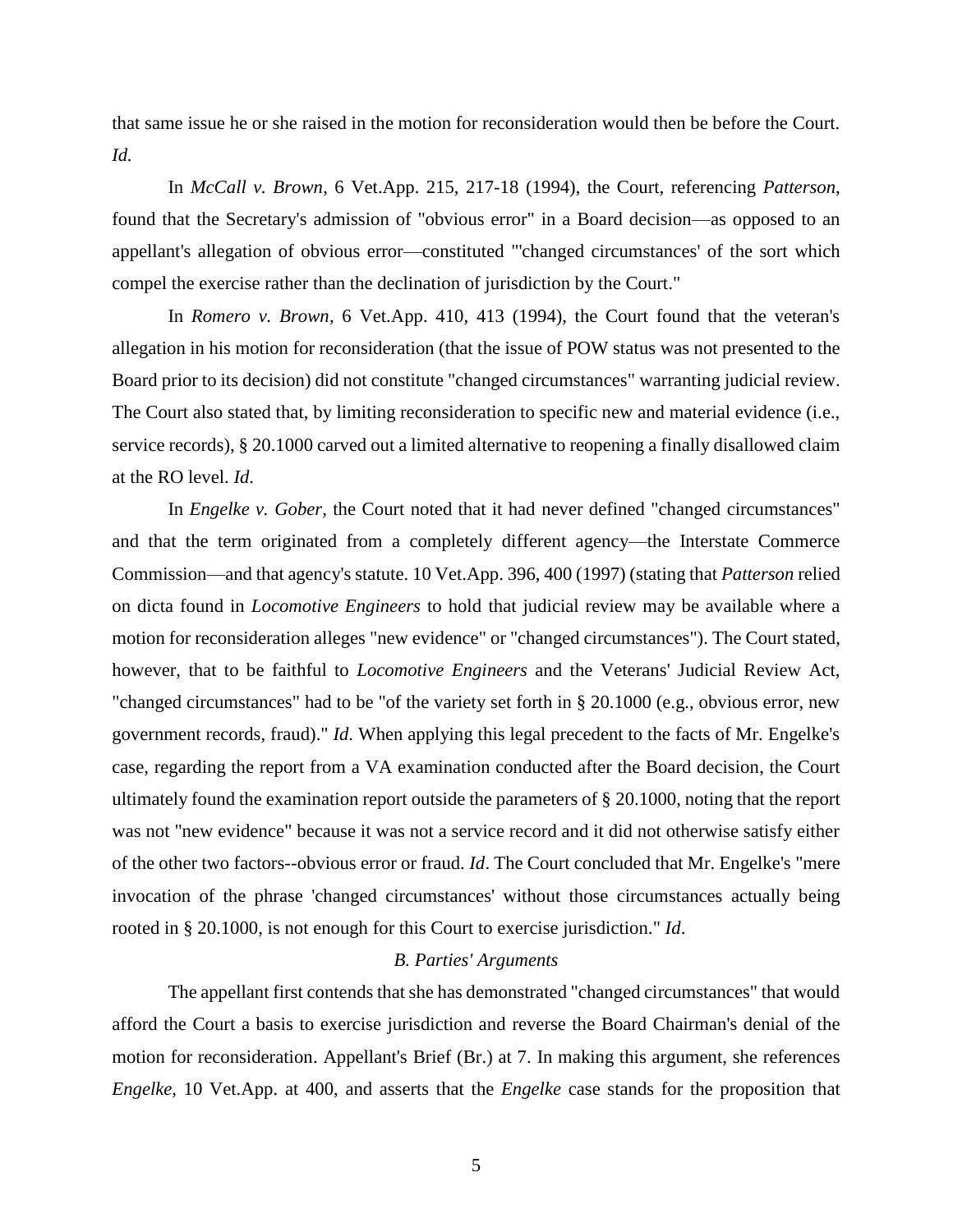that same issue he or she raised in the motion for reconsideration would then be before the Court. *Id.*

In *McCall v. Brown*, 6 Vet.App. 215, 217-18 (1994), the Court, referencing *Patterson*, found that the Secretary's admission of "obvious error" in a Board decision—as opposed to an appellant's allegation of obvious error—constituted "'changed circumstances' of the sort which compel the exercise rather than the declination of jurisdiction by the Court."

In *Romero v. Brown*, 6 Vet.App. 410, 413 (1994), the Court found that the veteran's allegation in his motion for reconsideration (that the issue of POW status was not presented to the Board prior to its decision) did not constitute "changed circumstances" warranting judicial review. The Court also stated that, by limiting reconsideration to specific new and material evidence (i.e., service records), § 20.1000 carved out a limited alternative to reopening a finally disallowed claim at the RO level. *Id.*

In *Engelke v. Gober*, the Court noted that it had never defined "changed circumstances" and that the term originated from a completely different agency—the Interstate Commerce Commission—and that agency's statute. 10 Vet.App. 396, 400 (1997) (stating that *Patterson* relied on dicta found in *Locomotive Engineers* to hold that judicial review may be available where a motion for reconsideration alleges "new evidence" or "changed circumstances"). The Court stated, however, that to be faithful to *Locomotive Engineers* and the Veterans' Judicial Review Act, "changed circumstances" had to be "of the variety set forth in § 20.1000 (e.g., obvious error, new government records, fraud)." *Id*. When applying this legal precedent to the facts of Mr. Engelke's case, regarding the report from a VA examination conducted after the Board decision, the Court ultimately found the examination report outside the parameters of § 20.1000, noting that the report was not "new evidence" because it was not a service record and it did not otherwise satisfy either of the other two factors--obvious error or fraud. *Id*. The Court concluded that Mr. Engelke's "mere invocation of the phrase 'changed circumstances' without those circumstances actually being rooted in § 20.1000, is not enough for this Court to exercise jurisdiction." *Id*.

*B. Parties' Arguments*

The appellant first contends that she has demonstrated "changed circumstances" that would afford the Court a basis to exercise jurisdiction and reverse the Board Chairman's denial of the motion for reconsideration. Appellant's Brief (Br.) at 7. In making this argument, she references *Engelke*, 10 Vet.App. at 400, and asserts that the *Engelke* case stands for the proposition that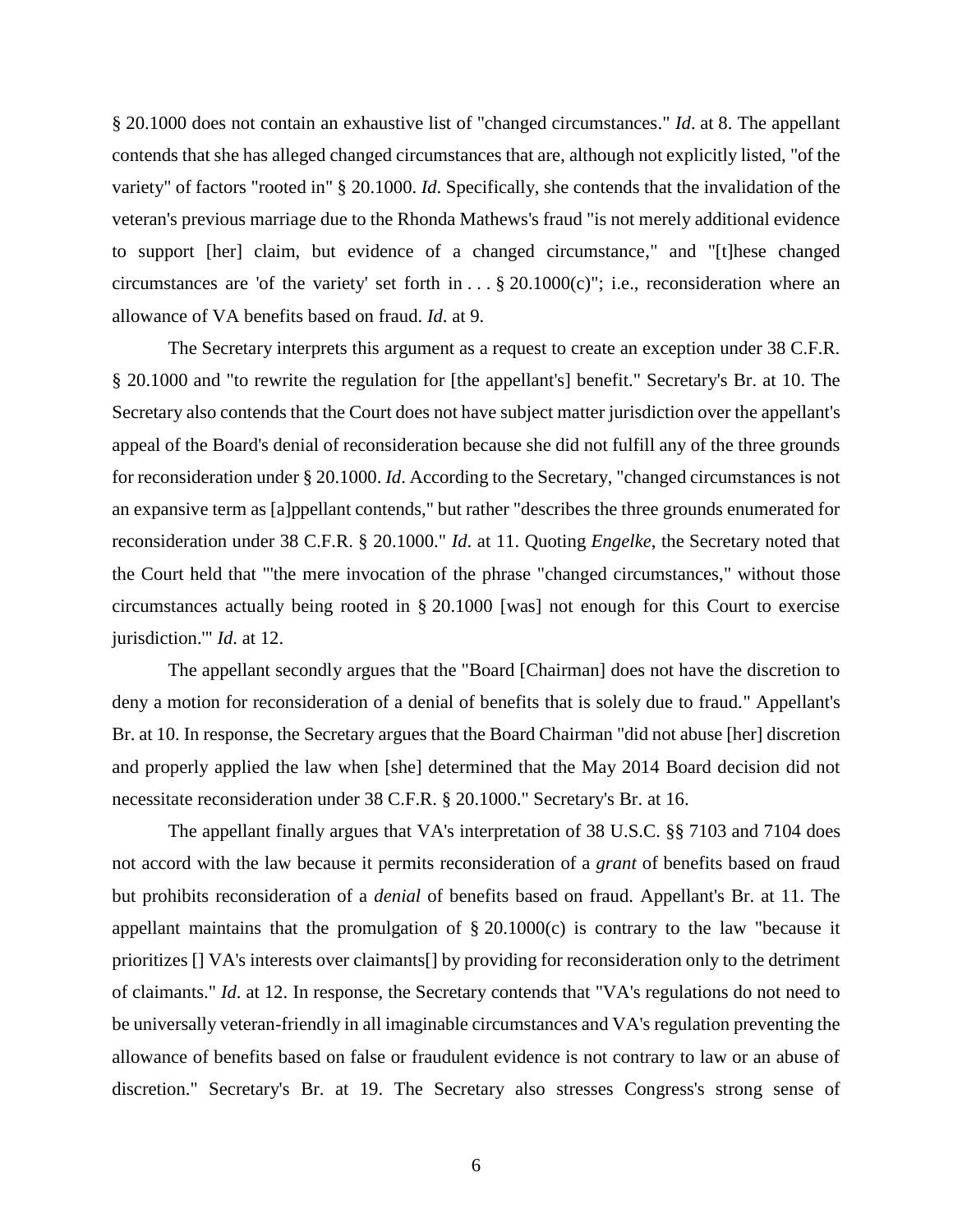§ 20.1000 does not contain an exhaustive list of "changed circumstances." *Id*. at 8. The appellant contends that she has alleged changed circumstances that are, although not explicitly listed, "of the variety" of factors "rooted in" § 20.1000. *Id*. Specifically, she contends that the invalidation of the veteran's previous marriage due to the Rhonda Mathews's fraud "is not merely additional evidence to support [her] claim, but evidence of a changed circumstance," and "[t]hese changed circumstances are 'of the variety' set forth in . . . § 20.1000(c)"; i.e., reconsideration where an allowance of VA benefits based on fraud. *Id*. at 9.

The Secretary interprets this argument as a request to create an exception under 38 C.F.R. § 20.1000 and "to rewrite the regulation for [the appellant's] benefit." Secretary's Br. at 10. The Secretary also contends that the Court does not have subject matter jurisdiction over the appellant's appeal of the Board's denial of reconsideration because she did not fulfill any of the three grounds for reconsideration under § 20.1000. *Id*. According to the Secretary, "changed circumstances is not an expansive term as [a]ppellant contends," but rather "describes the three grounds enumerated for reconsideration under 38 C.F.R. § 20.1000." *Id*. at 11. Quoting *Engelke*, the Secretary noted that the Court held that "'the mere invocation of the phrase "changed circumstances," without those circumstances actually being rooted in § 20.1000 [was] not enough for this Court to exercise jurisdiction.'" *Id*. at 12.

The appellant secondly argues that the "Board [Chairman] does not have the discretion to deny a motion for reconsideration of a denial of benefits that is solely due to fraud." Appellant's Br. at 10. In response, the Secretary argues that the Board Chairman "did not abuse [her] discretion and properly applied the law when [she] determined that the May 2014 Board decision did not necessitate reconsideration under 38 C.F.R. § 20.1000." Secretary's Br. at 16.

The appellant finally argues that VA's interpretation of 38 U.S.C. §§ 7103 and 7104 does not accord with the law because it permits reconsideration of a *grant* of benefits based on fraud but prohibits reconsideration of a *denial* of benefits based on fraud. Appellant's Br. at 11. The appellant maintains that the promulgation of § 20.1000(c) is contrary to the law "because it prioritizes [] VA's interests over claimants[] by providing for reconsideration only to the detriment of claimants." *Id*. at 12. In response, the Secretary contends that "VA's regulations do not need to be universally veteran-friendly in all imaginable circumstances and VA's regulation preventing the allowance of benefits based on false or fraudulent evidence is not contrary to law or an abuse of discretion." Secretary's Br. at 19. The Secretary also stresses Congress's strong sense of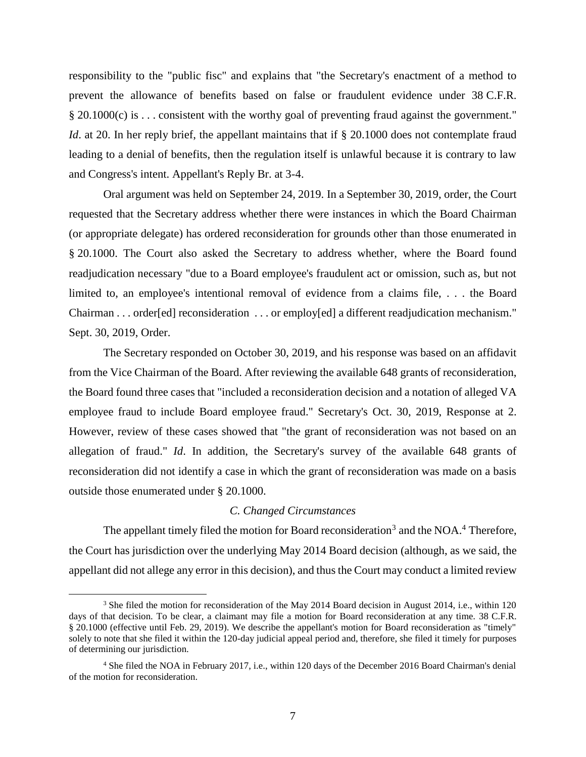responsibility to the "public fisc" and explains that "the Secretary's enactment of a method to prevent the allowance of benefits based on false or fraudulent evidence under 38 C.F.R. § 20.1000(c) is . . . consistent with the worthy goal of preventing fraud against the government." *Id*. at 20. In her reply brief, the appellant maintains that if § 20.1000 does not contemplate fraud leading to a denial of benefits, then the regulation itself is unlawful because it is contrary to law and Congress's intent. Appellant's Reply Br. at 3-4.

Oral argument was held on September 24, 2019. In a September 30, 2019, order, the Court requested that the Secretary address whether there were instances in which the Board Chairman (or appropriate delegate) has ordered reconsideration for grounds other than those enumerated in § 20.1000. The Court also asked the Secretary to address whether, where the Board found readjudication necessary "due to a Board employee's fraudulent act or omission, such as, but not limited to, an employee's intentional removal of evidence from a claims file, . . . the Board Chairman . . . order[ed] reconsideration . . . or employ[ed] a different readjudication mechanism." Sept. 30, 2019, Order.

The Secretary responded on October 30, 2019, and his response was based on an affidavit from the Vice Chairman of the Board. After reviewing the available 648 grants of reconsideration, the Board found three cases that "included a reconsideration decision and a notation of alleged VA employee fraud to include Board employee fraud." Secretary's Oct. 30, 2019, Response at 2. However, review of these cases showed that "the grant of reconsideration was not based on an allegation of fraud." *Id*. In addition, the Secretary's survey of the available 648 grants of reconsideration did not identify a case in which the grant of reconsideration was made on a basis outside those enumerated under § 20.1000.

### *C. Changed Circumstances*

The appellant timely filed the motion for Board reconsideration[3] and the NOA.[4] Therefore, the Court has jurisdiction over the underlying May 2014 Board decision (although, as we said, the appellant did not allege any error in this decision), and thus the Court may conduct a limited review

---

[3] She filed the motion for reconsideration of the May 2014 Board decision in August 2014, i.e., within 120 days of that decision. To be clear, a claimant may file a motion for Board reconsideration at any time. 38 C.F.R. § 20.1000 (effective until Feb. 29, 2019). We describe the appellant's motion for Board reconsideration as "timely" solely to note that she filed it within the 120-day judicial appeal period and, therefore, she filed it timely for purposes of determining our jurisdiction.

[4] She filed the NOA in February 2017, i.e., within 120 days of the December 2016 Board Chairman's denial of the motion for reconsideration.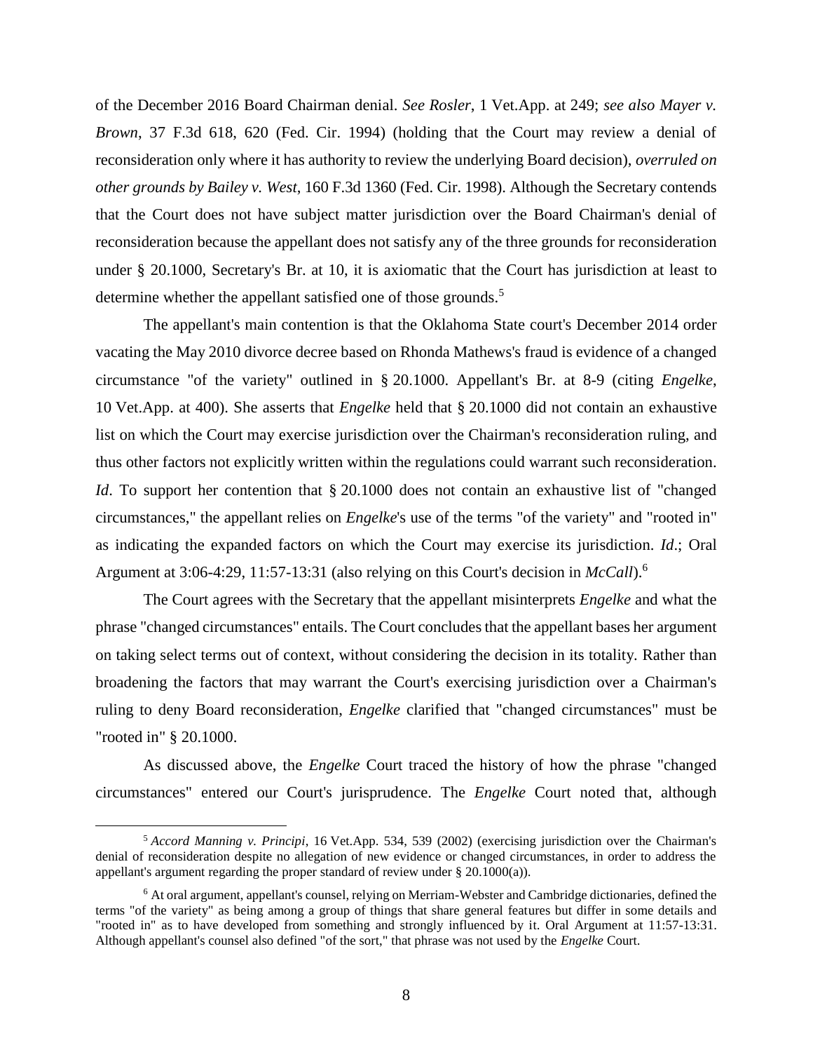of the December 2016 Board Chairman denial. *See Rosler*, 1 Vet.App. at 249; *see also Mayer v. Brown*, 37 F.3d 618, 620 (Fed. Cir. 1994) (holding that the Court may review a denial of reconsideration only where it has authority to review the underlying Board decision), *overruled on other grounds by Bailey v. West*, 160 F.3d 1360 (Fed. Cir. 1998). Although the Secretary contends that the Court does not have subject matter jurisdiction over the Board Chairman's denial of reconsideration because the appellant does not satisfy any of the three grounds for reconsideration under § 20.1000, Secretary's Br. at 10, it is axiomatic that the Court has jurisdiction at least to determine whether the appellant satisfied one of those grounds.[5]

The appellant's main contention is that the Oklahoma State court's December 2014 order vacating the May 2010 divorce decree based on Rhonda Mathews's fraud is evidence of a changed circumstance "of the variety" outlined in § 20.1000. Appellant's Br. at 8-9 (citing *Engelke*, 10 Vet.App. at 400). She asserts that *Engelke* held that § 20.1000 did not contain an exhaustive list on which the Court may exercise jurisdiction over the Chairman's reconsideration ruling, and thus other factors not explicitly written within the regulations could warrant such reconsideration. *Id*. To support her contention that § 20.1000 does not contain an exhaustive list of "changed circumstances," the appellant relies on *Engelke*'s use of the terms "of the variety" and "rooted in" as indicating the expanded factors on which the Court may exercise its jurisdiction. *Id*.; Oral Argument at 3:06-4:29, 11:57-13:31 (also relying on this Court's decision in *McCall*).[6]

The Court agrees with the Secretary that the appellant misinterprets *Engelke* and what the phrase "changed circumstances" entails. The Court concludes that the appellant bases her argument on taking select terms out of context, without considering the decision in its totality. Rather than broadening the factors that may warrant the Court's exercising jurisdiction over a Chairman's ruling to deny Board reconsideration, *Engelke* clarified that "changed circumstances" must be "rooted in" § 20.1000.

As discussed above, the *Engelke* Court traced the history of how the phrase "changed circumstances" entered our Court's jurisprudence. The *Engelke* Court noted that, although

---

[5] *Accord Manning v. Principi*, 16 Vet.App. 534, 539 (2002) (exercising jurisdiction over the Chairman's denial of reconsideration despite no allegation of new evidence or changed circumstances, in order to address the appellant's argument regarding the proper standard of review under § 20.1000(a)).

[6] At oral argument, appellant's counsel, relying on Merriam-Webster and Cambridge dictionaries, defined the terms "of the variety" as being among a group of things that share general features but differ in some details and "rooted in" as to have developed from something and strongly influenced by it. Oral Argument at 11:57-13:31. Although appellant's counsel also defined "of the sort," that phrase was not used by the *Engelke* Court.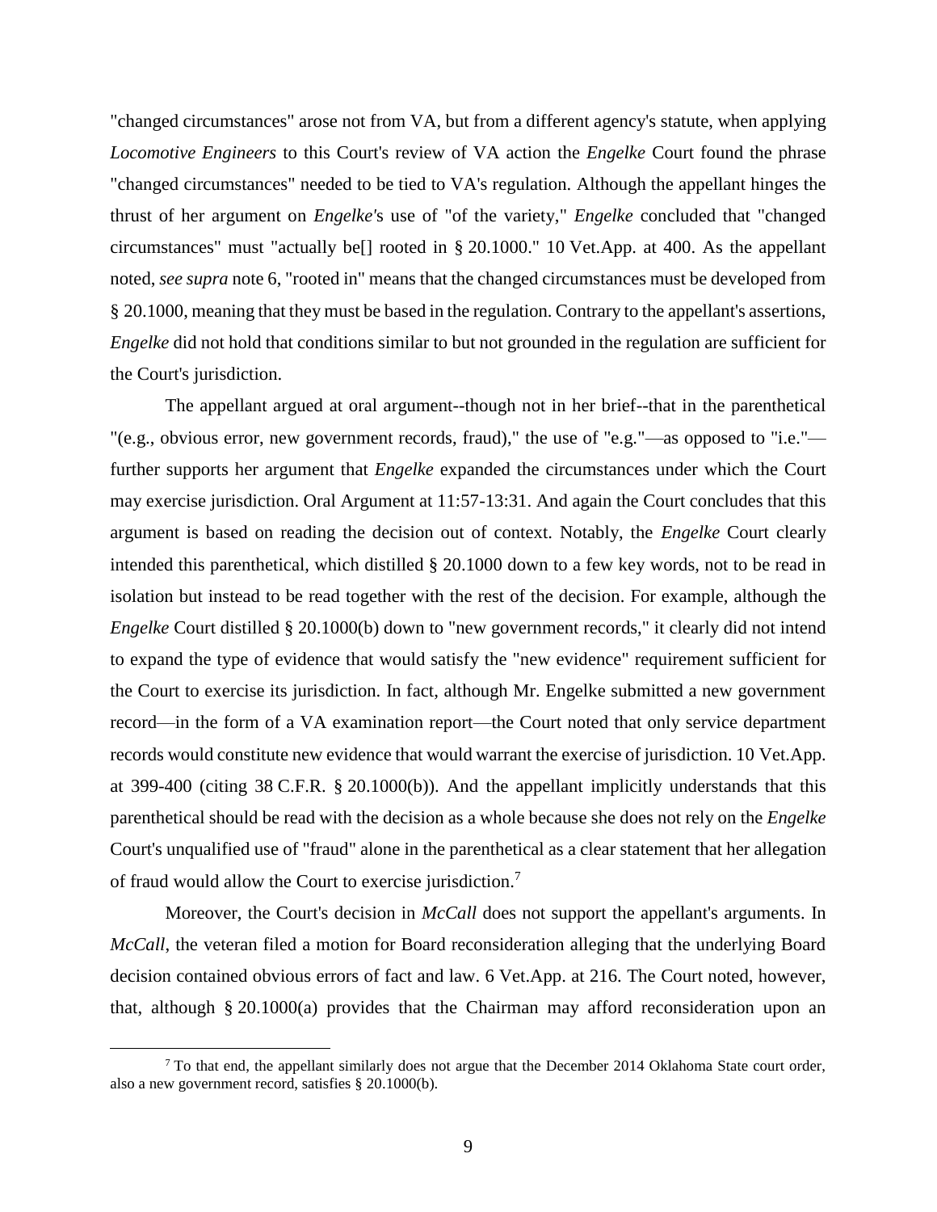"changed circumstances" arose not from VA, but from a different agency's statute, when applying *Locomotive Engineers* to this Court's review of VA action the *Engelke* Court found the phrase "changed circumstances" needed to be tied to VA's regulation. Although the appellant hinges the thrust of her argument on *Engelke*'s use of "of the variety," *Engelke* concluded that "changed circumstances" must "actually be[] rooted in § 20.1000." 10 Vet.App. at 400. As the appellant noted, *see supra* note 6, "rooted in" means that the changed circumstances must be developed from § 20.1000, meaning that they must be based in the regulation. Contrary to the appellant's assertions, *Engelke* did not hold that conditions similar to but not grounded in the regulation are sufficient for the Court's jurisdiction.

The appellant argued at oral argument--though not in her brief--that in the parenthetical "(e.g., obvious error, new government records, fraud)," the use of "e.g."—as opposed to "i.e."—further supports her argument that *Engelke* expanded the circumstances under which the Court may exercise jurisdiction. Oral Argument at 11:57-13:31. And again the Court concludes that this argument is based on reading the decision out of context. Notably, the *Engelke* Court clearly intended this parenthetical, which distilled § 20.1000 down to a few key words, not to be read in isolation but instead to be read together with the rest of the decision. For example, although the *Engelke* Court distilled § 20.1000(b) down to "new government records," it clearly did not intend to expand the type of evidence that would satisfy the "new evidence" requirement sufficient for the Court to exercise its jurisdiction. In fact, although Mr. Engelke submitted a new government record—in the form of a VA examination report—the Court noted that only service department records would constitute new evidence that would warrant the exercise of jurisdiction. 10 Vet.App. at 399-400 (citing 38 C.F.R. § 20.1000(b)). And the appellant implicitly understands that this parenthetical should be read with the decision as a whole because she does not rely on the *Engelke* Court's unqualified use of "fraud" alone in the parenthetical as a clear statement that her allegation of fraud would allow the Court to exercise jurisdiction.[7]

Moreover, the Court's decision in *McCall* does not support the appellant's arguments. In *McCall*, the veteran filed a motion for Board reconsideration alleging that the underlying Board decision contained obvious errors of fact and law. 6 Vet.App. at 216. The Court noted, however, that, although § 20.1000(a) provides that the Chairman may afford reconsideration upon an

---

[7] To that end, the appellant similarly does not argue that the December 2014 Oklahoma State court order, also a new government record, satisfies § 20.1000(b).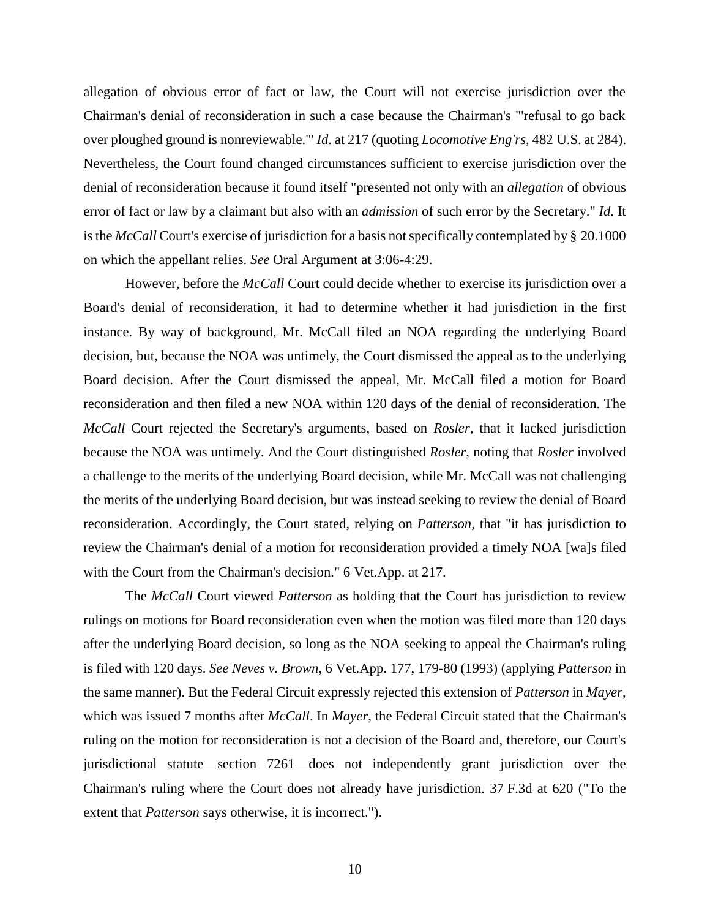allegation of obvious error of fact or law, the Court will not exercise jurisdiction over the Chairman's denial of reconsideration in such a case because the Chairman's "'refusal to go back over ploughed ground is nonreviewable.'" *Id*. at 217 (quoting *Locomotive Eng'rs*, 482 U.S. at 284). Nevertheless, the Court found changed circumstances sufficient to exercise jurisdiction over the denial of reconsideration because it found itself "presented not only with an *allegation* of obvious error of fact or law by a claimant but also with an *admission* of such error by the Secretary." *Id*. It is the *McCall* Court's exercise of jurisdiction for a basis not specifically contemplated by § 20.1000 on which the appellant relies. *See* Oral Argument at 3:06-4:29.

However, before the *McCall* Court could decide whether to exercise its jurisdiction over a Board's denial of reconsideration, it had to determine whether it had jurisdiction in the first instance. By way of background, Mr. McCall filed an NOA regarding the underlying Board decision, but, because the NOA was untimely, the Court dismissed the appeal as to the underlying Board decision. After the Court dismissed the appeal, Mr. McCall filed a motion for Board reconsideration and then filed a new NOA within 120 days of the denial of reconsideration. The *McCall* Court rejected the Secretary's arguments, based on *Rosler*, that it lacked jurisdiction because the NOA was untimely. And the Court distinguished *Rosler*, noting that *Rosler* involved a challenge to the merits of the underlying Board decision, while Mr. McCall was not challenging the merits of the underlying Board decision, but was instead seeking to review the denial of Board reconsideration. Accordingly, the Court stated, relying on *Patterson*, that "it has jurisdiction to review the Chairman's denial of a motion for reconsideration provided a timely NOA [wa]s filed with the Court from the Chairman's decision." 6 Vet.App. at 217.

The *McCall* Court viewed *Patterson* as holding that the Court has jurisdiction to review rulings on motions for Board reconsideration even when the motion was filed more than 120 days after the underlying Board decision, so long as the NOA seeking to appeal the Chairman's ruling is filed with 120 days. *See Neves v. Brown*, 6 Vet.App. 177, 179-80 (1993) (applying *Patterson* in the same manner). But the Federal Circuit expressly rejected this extension of *Patterson* in *Mayer*, which was issued 7 months after *McCall*. In *Mayer*, the Federal Circuit stated that the Chairman's ruling on the motion for reconsideration is not a decision of the Board and, therefore, our Court's jurisdictional statute—section 7261—does not independently grant jurisdiction over the Chairman's ruling where the Court does not already have jurisdiction. 37 F.3d at 620 ("To the extent that *Patterson* says otherwise, it is incorrect.").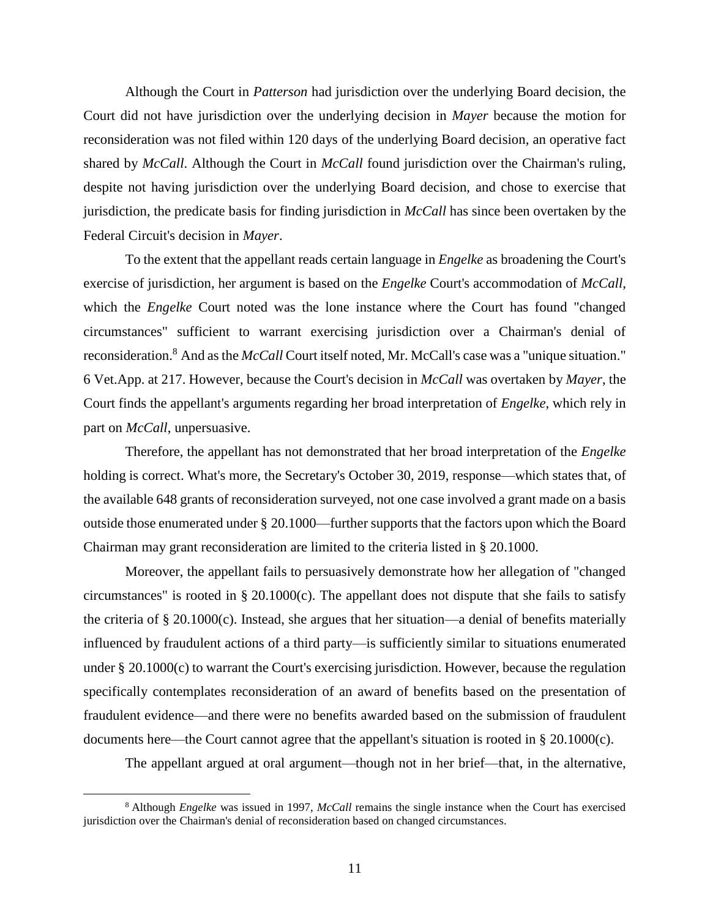Although the Court in *Patterson* had jurisdiction over the underlying Board decision, the Court did not have jurisdiction over the underlying decision in *Mayer* because the motion for reconsideration was not filed within 120 days of the underlying Board decision, an operative fact shared by *McCall*. Although the Court in *McCall* found jurisdiction over the Chairman's ruling, despite not having jurisdiction over the underlying Board decision, and chose to exercise that jurisdiction, the predicate basis for finding jurisdiction in *McCall* has since been overtaken by the Federal Circuit's decision in *Mayer*.

To the extent that the appellant reads certain language in *Engelke* as broadening the Court's exercise of jurisdiction, her argument is based on the *Engelke* Court's accommodation of *McCall*, which the *Engelke* Court noted was the lone instance where the Court has found "changed circumstances" sufficient to warrant exercising jurisdiction over a Chairman's denial of reconsideration.[8] And as the *McCall* Court itself noted, Mr. McCall's case was a "unique situation." 6 Vet.App. at 217. However, because the Court's decision in *McCall* was overtaken by *Mayer*, the Court finds the appellant's arguments regarding her broad interpretation of *Engelke*, which rely in part on *McCall*, unpersuasive.

Therefore, the appellant has not demonstrated that her broad interpretation of the *Engelke* holding is correct. What's more, the Secretary's October 30, 2019, response—which states that, of the available 648 grants of reconsideration surveyed, not one case involved a grant made on a basis outside those enumerated under § 20.1000—further supports that the factors upon which the Board Chairman may grant reconsideration are limited to the criteria listed in § 20.1000.

Moreover, the appellant fails to persuasively demonstrate how her allegation of "changed circumstances" is rooted in § 20.1000(c). The appellant does not dispute that she fails to satisfy the criteria of § 20.1000(c). Instead, she argues that her situation—a denial of benefits materially influenced by fraudulent actions of a third party—is sufficiently similar to situations enumerated under § 20.1000(c) to warrant the Court's exercising jurisdiction. However, because the regulation specifically contemplates reconsideration of an award of benefits based on the presentation of fraudulent evidence—and there were no benefits awarded based on the submission of fraudulent documents here—the Court cannot agree that the appellant's situation is rooted in § 20.1000(c).

The appellant argued at oral argument—though not in her brief—that, in the alternative,

[8] Although *Engelke* was issued in 1997, *McCall* remains the single instance when the Court has exercised jurisdiction over the Chairman's denial of reconsideration based on changed circumstances.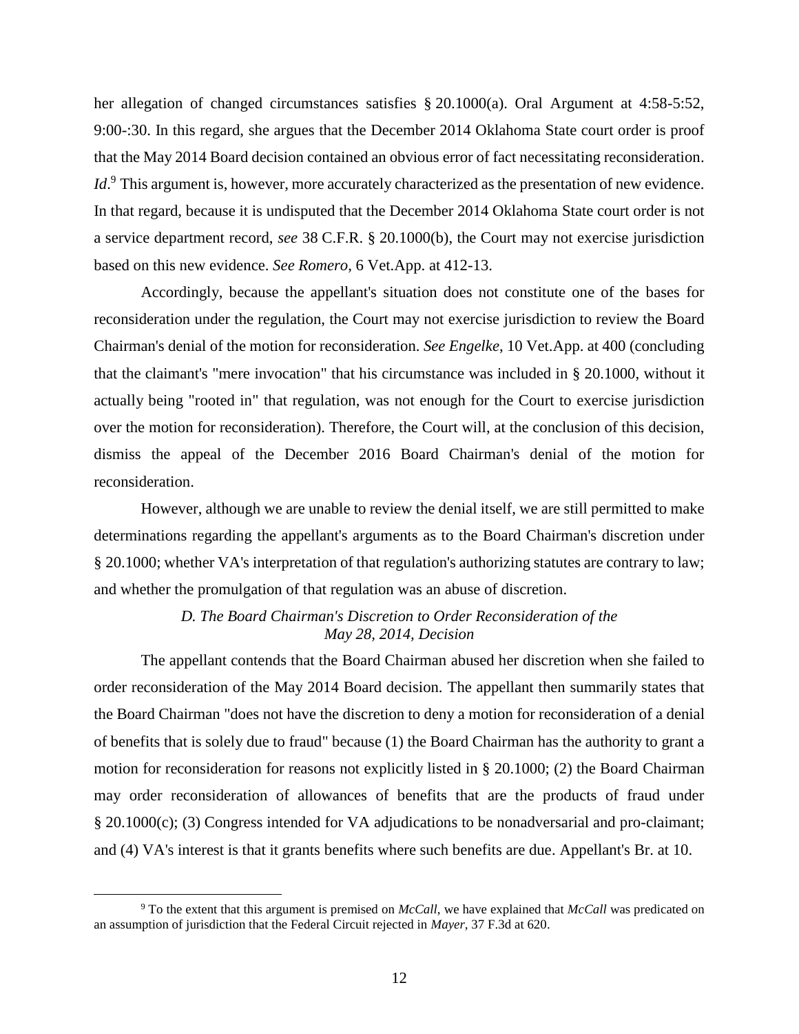her allegation of changed circumstances satisfies § 20.1000(a). Oral Argument at 4:58-5:52, 9:00-:30. In this regard, she argues that the December 2014 Oklahoma State court order is proof that the May 2014 Board decision contained an obvious error of fact necessitating reconsideration. *Id*.[9] This argument is, however, more accurately characterized as the presentation of new evidence. In that regard, because it is undisputed that the December 2014 Oklahoma State court order is not a service department record, *see* 38 C.F.R. § 20.1000(b), the Court may not exercise jurisdiction based on this new evidence. *See Romero*, 6 Vet.App. at 412-13.

Accordingly, because the appellant's situation does not constitute one of the bases for reconsideration under the regulation, the Court may not exercise jurisdiction to review the Board Chairman's denial of the motion for reconsideration. *See Engelke*, 10 Vet.App. at 400 (concluding that the claimant's "mere invocation" that his circumstance was included in § 20.1000, without it actually being "rooted in" that regulation, was not enough for the Court to exercise jurisdiction over the motion for reconsideration). Therefore, the Court will, at the conclusion of this decision, dismiss the appeal of the December 2016 Board Chairman's denial of the motion for reconsideration.

However, although we are unable to review the denial itself, we are still permitted to make determinations regarding the appellant's arguments as to the Board Chairman's discretion under § 20.1000; whether VA's interpretation of that regulation's authorizing statutes are contrary to law; and whether the promulgation of that regulation was an abuse of discretion.

### *D. The Board Chairman's Discretion to Order Reconsideration of the May 28, 2014, Decision*

The appellant contends that the Board Chairman abused her discretion when she failed to order reconsideration of the May 2014 Board decision. The appellant then summarily states that the Board Chairman "does not have the discretion to deny a motion for reconsideration of a denial of benefits that is solely due to fraud" because (1) the Board Chairman has the authority to grant a motion for reconsideration for reasons not explicitly listed in § 20.1000; (2) the Board Chairman may order reconsideration of allowances of benefits that are the products of fraud under § 20.1000(c); (3) Congress intended for VA adjudications to be nonadversarial and pro-claimant; and (4) VA's interest is that it grants benefits where such benefits are due. Appellant's Br. at 10.

[9] To the extent that this argument is premised on *McCall*, we have explained that *McCall* was predicated on an assumption of jurisdiction that the Federal Circuit rejected in *Mayer*, 37 F.3d at 620.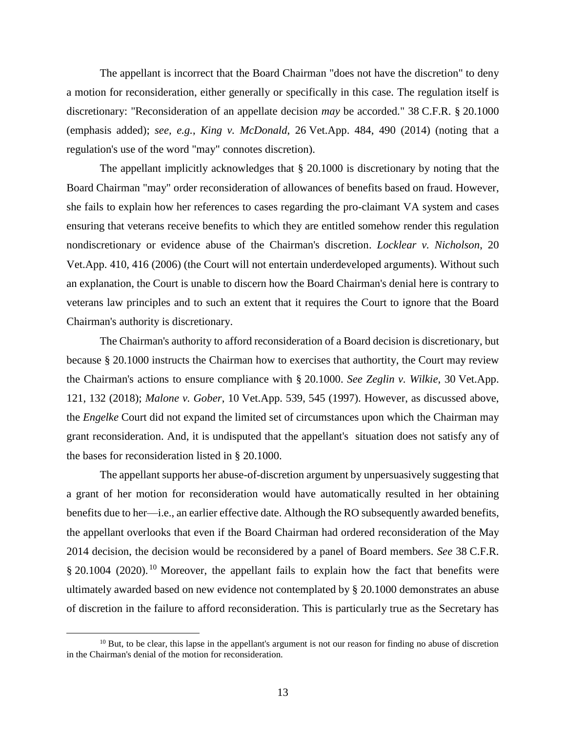The appellant is incorrect that the Board Chairman "does not have the discretion" to deny a motion for reconsideration, either generally or specifically in this case. The regulation itself is discretionary: "Reconsideration of an appellate decision *may* be accorded." 38 C.F.R. § 20.1000 (emphasis added); *see, e.g.*, *King v. McDonald*, 26 Vet.App. 484, 490 (2014) (noting that a regulation's use of the word "may" connotes discretion).

The appellant implicitly acknowledges that § 20.1000 is discretionary by noting that the Board Chairman "may" order reconsideration of allowances of benefits based on fraud. However, she fails to explain how her references to cases regarding the pro-claimant VA system and cases ensuring that veterans receive benefits to which they are entitled somehow render this regulation nondiscretionary or evidence abuse of the Chairman's discretion. *Locklear v. Nicholson*, 20 Vet.App. 410, 416 (2006) (the Court will not entertain underdeveloped arguments). Without such an explanation, the Court is unable to discern how the Board Chairman's denial here is contrary to veterans law principles and to such an extent that it requires the Court to ignore that the Board Chairman's authority is discretionary.

The Chairman's authority to afford reconsideration of a Board decision is discretionary, but because § 20.1000 instructs the Chairman how to exercises that authortity, the Court may review the Chairman's actions to ensure compliance with § 20.1000. *See Zeglin v. Wilkie*, 30 Vet.App. 121, 132 (2018); *Malone v. Gober*, 10 Vet.App. 539, 545 (1997). However, as discussed above, the *Engelke* Court did not expand the limited set of circumstances upon which the Chairman may grant reconsideration. And, it is undisputed that the appellant's situation does not satisfy any of the bases for reconsideration listed in § 20.1000.

The appellant supports her abuse-of-discretion argument by unpersuasively suggesting that a grant of her motion for reconsideration would have automatically resulted in her obtaining benefits due to her—i.e., an earlier effective date. Although the RO subsequently awarded benefits, the appellant overlooks that even if the Board Chairman had ordered reconsideration of the May 2014 decision, the decision would be reconsidered by a panel of Board members. *See* 38 C.F.R. § 20.1004 (2020).[10] Moreover, the appellant fails to explain how the fact that benefits were ultimately awarded based on new evidence not contemplated by § 20.1000 demonstrates an abuse of discretion in the failure to afford reconsideration. This is particularly true as the Secretary has

[10] But, to be clear, this lapse in the appellant's argument is not our reason for finding no abuse of discretion in the Chairman's denial of the motion for reconsideration.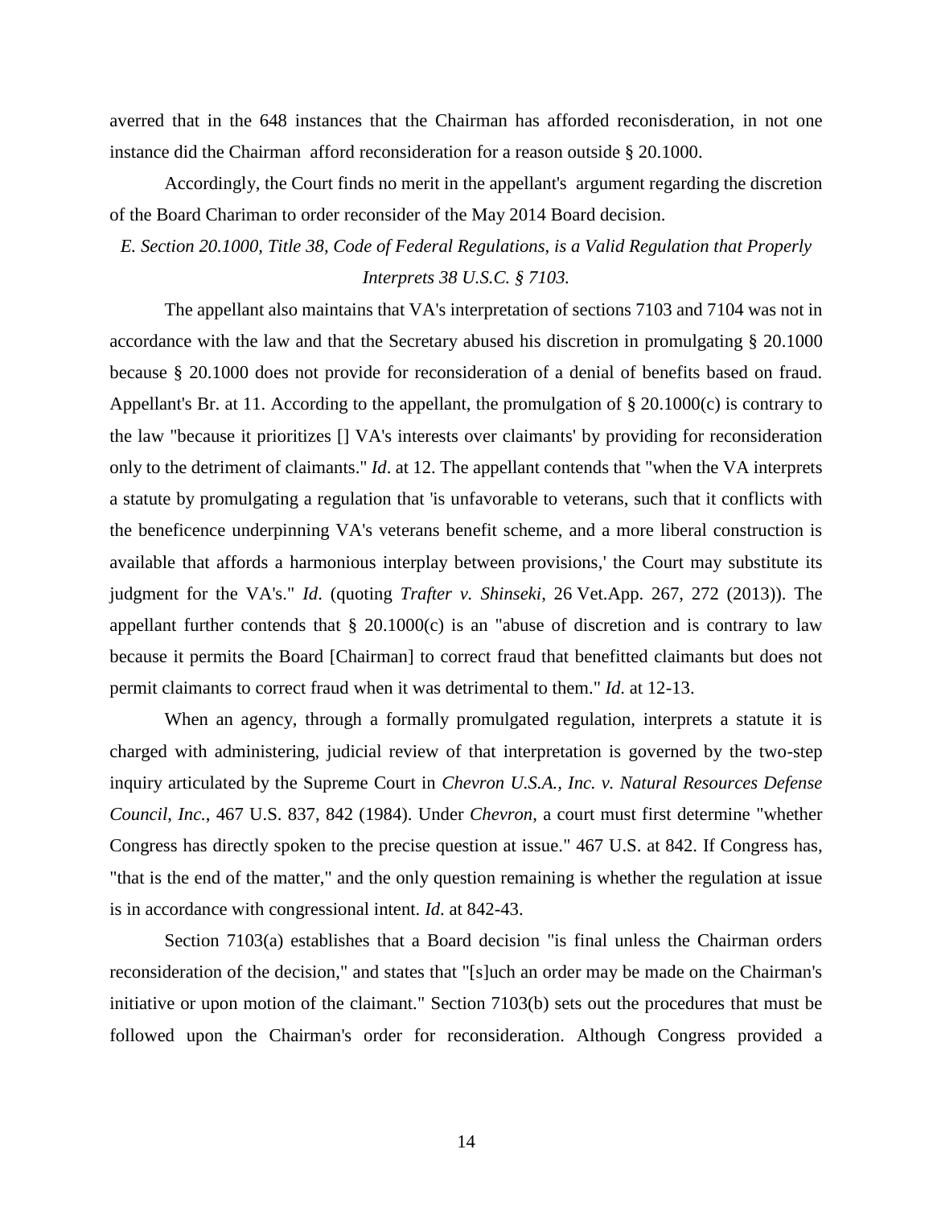averred that in the 648 instances that the Chairman has afforded reconisderation, in not one instance did the Chairman afford reconsideration for a reason outside § 20.1000.

Accordingly, the Court finds no merit in the appellant's argument regarding the discretion of the Board Chariman to order reconsider of the May 2014 Board decision.

*E. Section 20.1000, Title 38, Code of Federal Regulations, is a Valid Regulation that Properly Interprets 38 U.S.C. § 7103.*

The appellant also maintains that VA's interpretation of sections 7103 and 7104 was not in accordance with the law and that the Secretary abused his discretion in promulgating § 20.1000 because § 20.1000 does not provide for reconsideration of a denial of benefits based on fraud. Appellant's Br. at 11. According to the appellant, the promulgation of § 20.1000(c) is contrary to the law "because it prioritizes [] VA's interests over claimants' by providing for reconsideration only to the detriment of claimants." *Id*. at 12. The appellant contends that "when the VA interprets a statute by promulgating a regulation that 'is unfavorable to veterans, such that it conflicts with the beneficence underpinning VA's veterans benefit scheme, and a more liberal construction is available that affords a harmonious interplay between provisions,' the Court may substitute its judgment for the VA's." *Id*. (quoting *Trafter v. Shinseki*, 26 Vet.App. 267, 272 (2013)). The appellant further contends that § 20.1000(c) is an "abuse of discretion and is contrary to law because it permits the Board [Chairman] to correct fraud that benefitted claimants but does not permit claimants to correct fraud when it was detrimental to them." *Id*. at 12-13.

When an agency, through a formally promulgated regulation, interprets a statute it is charged with administering, judicial review of that interpretation is governed by the two-step inquiry articulated by the Supreme Court in *Chevron U.S.A., Inc. v. Natural Resources Defense Council, Inc.*, 467 U.S. 837, 842 (1984). Under *Chevron*, a court must first determine "whether Congress has directly spoken to the precise question at issue." 467 U.S. at 842. If Congress has, "that is the end of the matter," and the only question remaining is whether the regulation at issue is in accordance with congressional intent. *Id*. at 842-43.

Section 7103(a) establishes that a Board decision "is final unless the Chairman orders reconsideration of the decision," and states that "[s]uch an order may be made on the Chairman's initiative or upon motion of the claimant." Section 7103(b) sets out the procedures that must be followed upon the Chairman's order for reconsideration. Although Congress provided a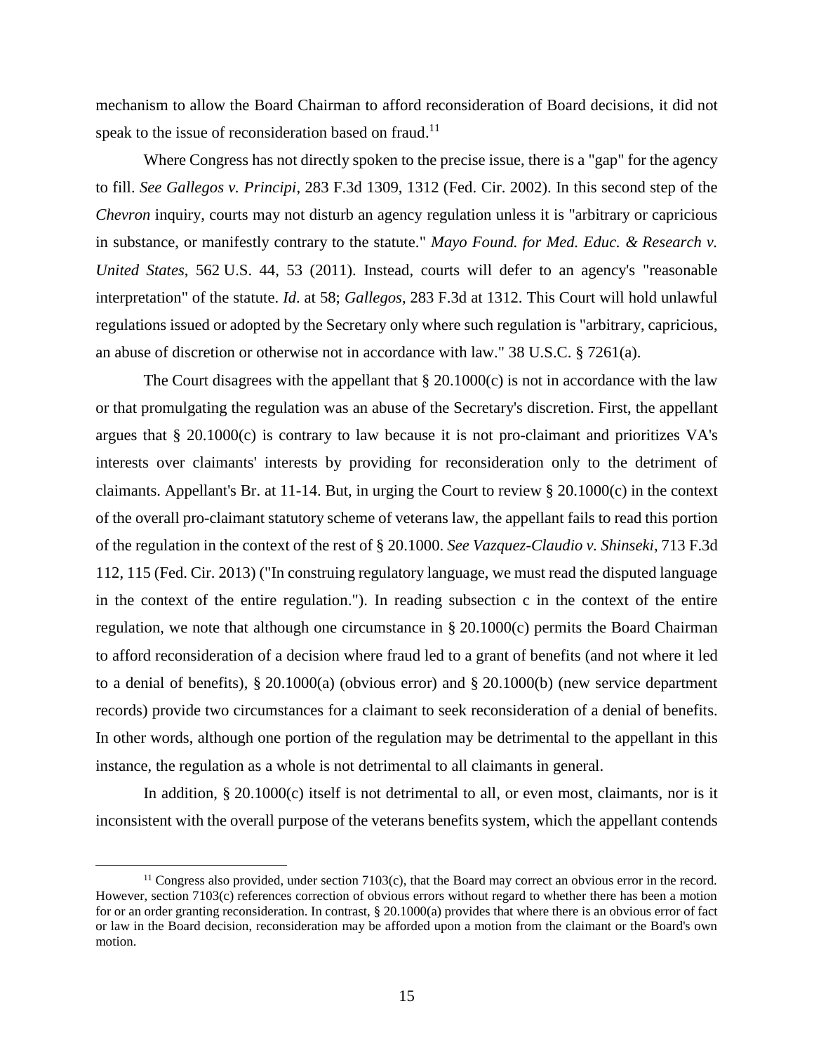mechanism to allow the Board Chairman to afford reconsideration of Board decisions, it did not speak to the issue of reconsideration based on fraud.[11]

Where Congress has not directly spoken to the precise issue, there is a "gap" for the agency to fill. *See Gallegos v. Principi*, 283 F.3d 1309, 1312 (Fed. Cir. 2002). In this second step of the *Chevron* inquiry, courts may not disturb an agency regulation unless it is "arbitrary or capricious in substance, or manifestly contrary to the statute." *Mayo Found. for Med. Educ. & Research v. United States*, 562 U.S. 44, 53 (2011). Instead, courts will defer to an agency's "reasonable interpretation" of the statute. *Id*. at 58; *Gallegos*, 283 F.3d at 1312. This Court will hold unlawful regulations issued or adopted by the Secretary only where such regulation is "arbitrary, capricious, an abuse of discretion or otherwise not in accordance with law." 38 U.S.C. § 7261(a).

The Court disagrees with the appellant that § 20.1000(c) is not in accordance with the law or that promulgating the regulation was an abuse of the Secretary's discretion. First, the appellant argues that § 20.1000(c) is contrary to law because it is not pro-claimant and prioritizes VA's interests over claimants' interests by providing for reconsideration only to the detriment of claimants. Appellant's Br. at 11-14. But, in urging the Court to review § 20.1000(c) in the context of the overall pro-claimant statutory scheme of veterans law, the appellant fails to read this portion of the regulation in the context of the rest of § 20.1000. *See Vazquez-Claudio v. Shinseki*, 713 F.3d 112, 115 (Fed. Cir. 2013) ("In construing regulatory language, we must read the disputed language in the context of the entire regulation."). In reading subsection c in the context of the entire regulation, we note that although one circumstance in § 20.1000(c) permits the Board Chairman to afford reconsideration of a decision where fraud led to a grant of benefits (and not where it led to a denial of benefits), § 20.1000(a) (obvious error) and § 20.1000(b) (new service department records) provide two circumstances for a claimant to seek reconsideration of a denial of benefits. In other words, although one portion of the regulation may be detrimental to the appellant in this instance, the regulation as a whole is not detrimental to all claimants in general.

In addition, § 20.1000(c) itself is not detrimental to all, or even most, claimants, nor is it inconsistent with the overall purpose of the veterans benefits system, which the appellant contends

[11] Congress also provided, under section 7103(c), that the Board may correct an obvious error in the record. However, section 7103(c) references correction of obvious errors without regard to whether there has been a motion for or an order granting reconsideration. In contrast, § 20.1000(a) provides that where there is an obvious error of fact or law in the Board decision, reconsideration may be afforded upon a motion from the claimant or the Board's own motion.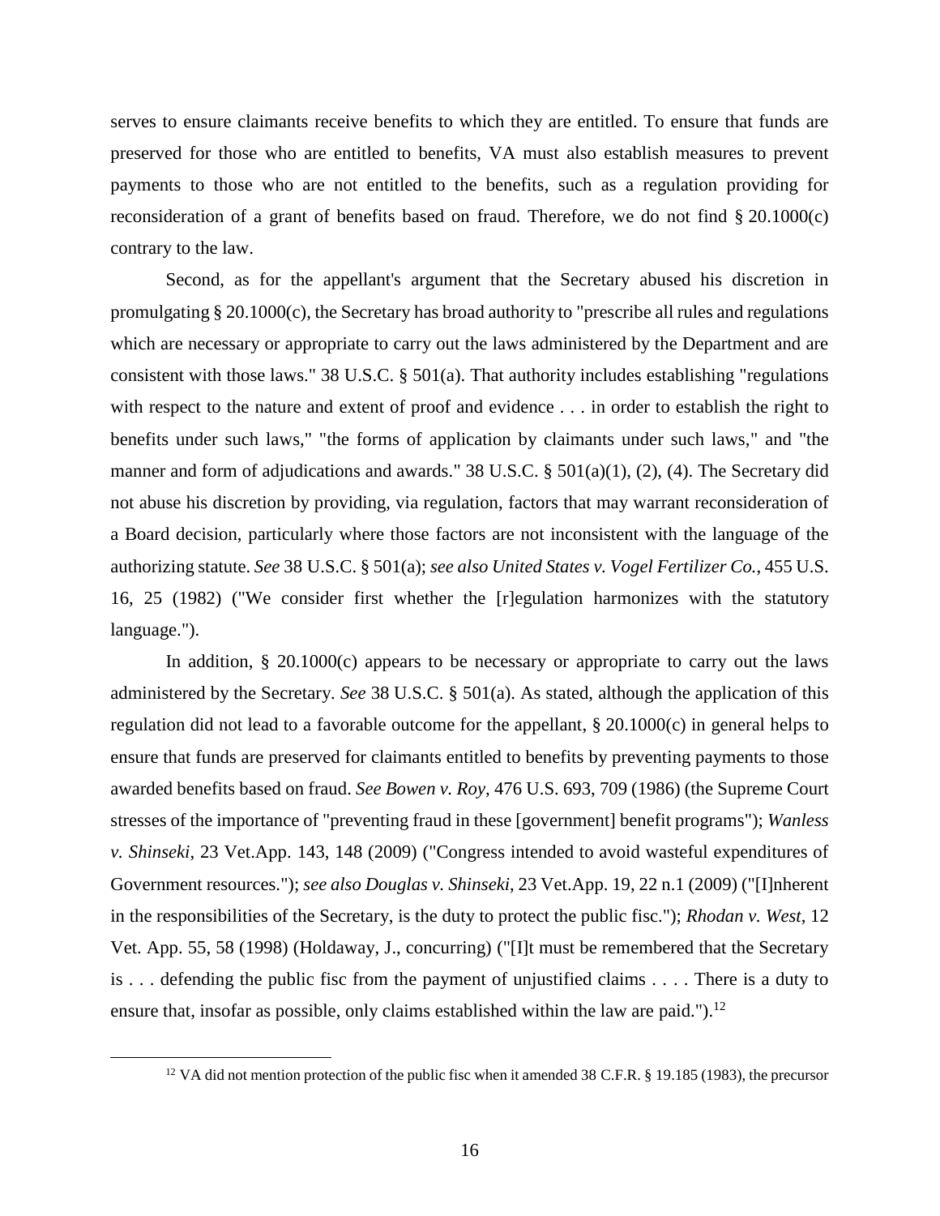serves to ensure claimants receive benefits to which they are entitled. To ensure that funds are preserved for those who are entitled to benefits, VA must also establish measures to prevent payments to those who are not entitled to the benefits, such as a regulation providing for reconsideration of a grant of benefits based on fraud. Therefore, we do not find § 20.1000(c) contrary to the law.

Second, as for the appellant's argument that the Secretary abused his discretion in promulgating § 20.1000(c), the Secretary has broad authority to "prescribe all rules and regulations which are necessary or appropriate to carry out the laws administered by the Department and are consistent with those laws." 38 U.S.C. § 501(a). That authority includes establishing "regulations with respect to the nature and extent of proof and evidence . . . in order to establish the right to benefits under such laws," "the forms of application by claimants under such laws," and "the manner and form of adjudications and awards." 38 U.S.C. § 501(a)(1), (2), (4). The Secretary did not abuse his discretion by providing, via regulation, factors that may warrant reconsideration of a Board decision, particularly where those factors are not inconsistent with the language of the authorizing statute. *See* 38 U.S.C. § 501(a); *see also United States v. Vogel Fertilizer Co.*, 455 U.S. 16, 25 (1982) ("We consider first whether the [r]egulation harmonizes with the statutory language.").

In addition, § 20.1000(c) appears to be necessary or appropriate to carry out the laws administered by the Secretary. *See* 38 U.S.C. § 501(a). As stated, although the application of this regulation did not lead to a favorable outcome for the appellant, § 20.1000(c) in general helps to ensure that funds are preserved for claimants entitled to benefits by preventing payments to those awarded benefits based on fraud. *See Bowen v. Roy*, 476 U.S. 693, 709 (1986) (the Supreme Court stresses of the importance of "preventing fraud in these [government] benefit programs"); *Wanless v. Shinseki*, 23 Vet.App. 143, 148 (2009) ("Congress intended to avoid wasteful expenditures of Government resources."); *see also Douglas v. Shinseki*, 23 Vet.App. 19, 22 n.1 (2009) ("[I]nherent in the responsibilities of the Secretary, is the duty to protect the public fisc."); *Rhodan v. West*, 12 Vet. App. 55, 58 (1998) (Holdaway, J., concurring) ("[I]t must be remembered that the Secretary is . . . defending the public fisc from the payment of unjustified claims . . . . There is a duty to ensure that, insofar as possible, only claims established within the law are paid.").[12]

[12] VA did not mention protection of the public fisc when it amended 38 C.F.R. § 19.185 (1983), the precursor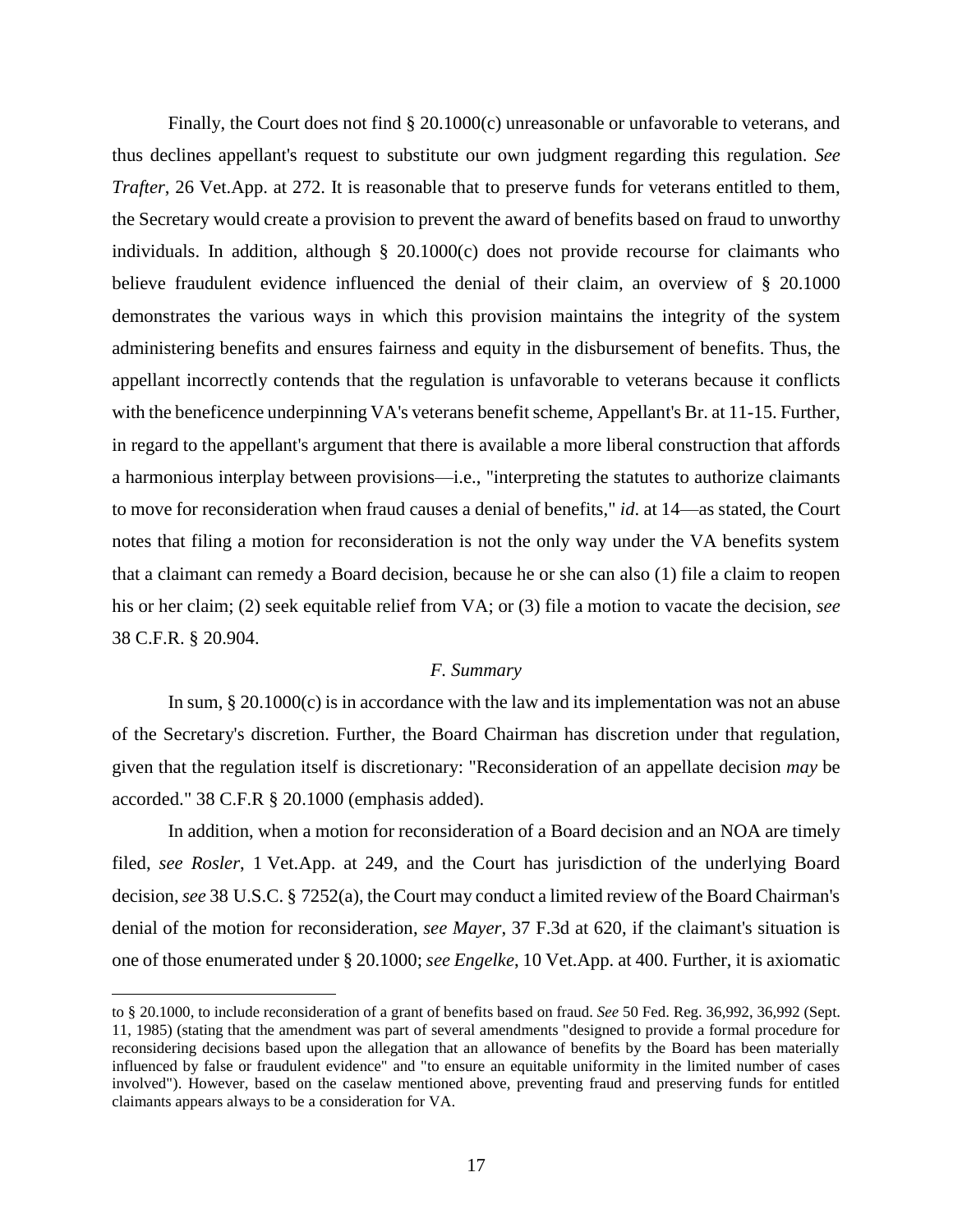Finally, the Court does not find § 20.1000(c) unreasonable or unfavorable to veterans, and thus declines appellant's request to substitute our own judgment regarding this regulation. *See Trafter*, 26 Vet.App. at 272. It is reasonable that to preserve funds for veterans entitled to them, the Secretary would create a provision to prevent the award of benefits based on fraud to unworthy individuals. In addition, although § 20.1000(c) does not provide recourse for claimants who believe fraudulent evidence influenced the denial of their claim, an overview of § 20.1000 demonstrates the various ways in which this provision maintains the integrity of the system administering benefits and ensures fairness and equity in the disbursement of benefits. Thus, the appellant incorrectly contends that the regulation is unfavorable to veterans because it conflicts with the beneficence underpinning VA's veterans benefit scheme, Appellant's Br. at 11-15. Further, in regard to the appellant's argument that there is available a more liberal construction that affords a harmonious interplay between provisions—i.e., "interpreting the statutes to authorize claimants to move for reconsideration when fraud causes a denial of benefits," *id*. at 14—as stated, the Court notes that filing a motion for reconsideration is not the only way under the VA benefits system that a claimant can remedy a Board decision, because he or she can also (1) file a claim to reopen his or her claim; (2) seek equitable relief from VA; or (3) file a motion to vacate the decision, *see* 38 C.F.R. § 20.904.

### *F. Summary*

In sum, § 20.1000(c) is in accordance with the law and its implementation was not an abuse of the Secretary's discretion. Further, the Board Chairman has discretion under that regulation, given that the regulation itself is discretionary: "Reconsideration of an appellate decision *may* be accorded." 38 C.F.R § 20.1000 (emphasis added).

In addition, when a motion for reconsideration of a Board decision and an NOA are timely filed, *see Rosler*, 1 Vet.App. at 249, and the Court has jurisdiction of the underlying Board decision, *see* 38 U.S.C. § 7252(a), the Court may conduct a limited review of the Board Chairman's denial of the motion for reconsideration, *see Mayer*, 37 F.3d at 620, if the claimant's situation is one of those enumerated under § 20.1000; *see Engelke*, 10 Vet.App. at 400. Further, it is axiomatic

---

to § 20.1000, to include reconsideration of a grant of benefits based on fraud. *See* 50 Fed. Reg. 36,992, 36,992 (Sept. 11, 1985) (stating that the amendment was part of several amendments "designed to provide a formal procedure for reconsidering decisions based upon the allegation that an allowance of benefits by the Board has been materially influenced by false or fraudulent evidence" and "to ensure an equitable uniformity in the limited number of cases involved"). However, based on the caselaw mentioned above, preventing fraud and preserving funds for entitled claimants appears always to be a consideration for VA.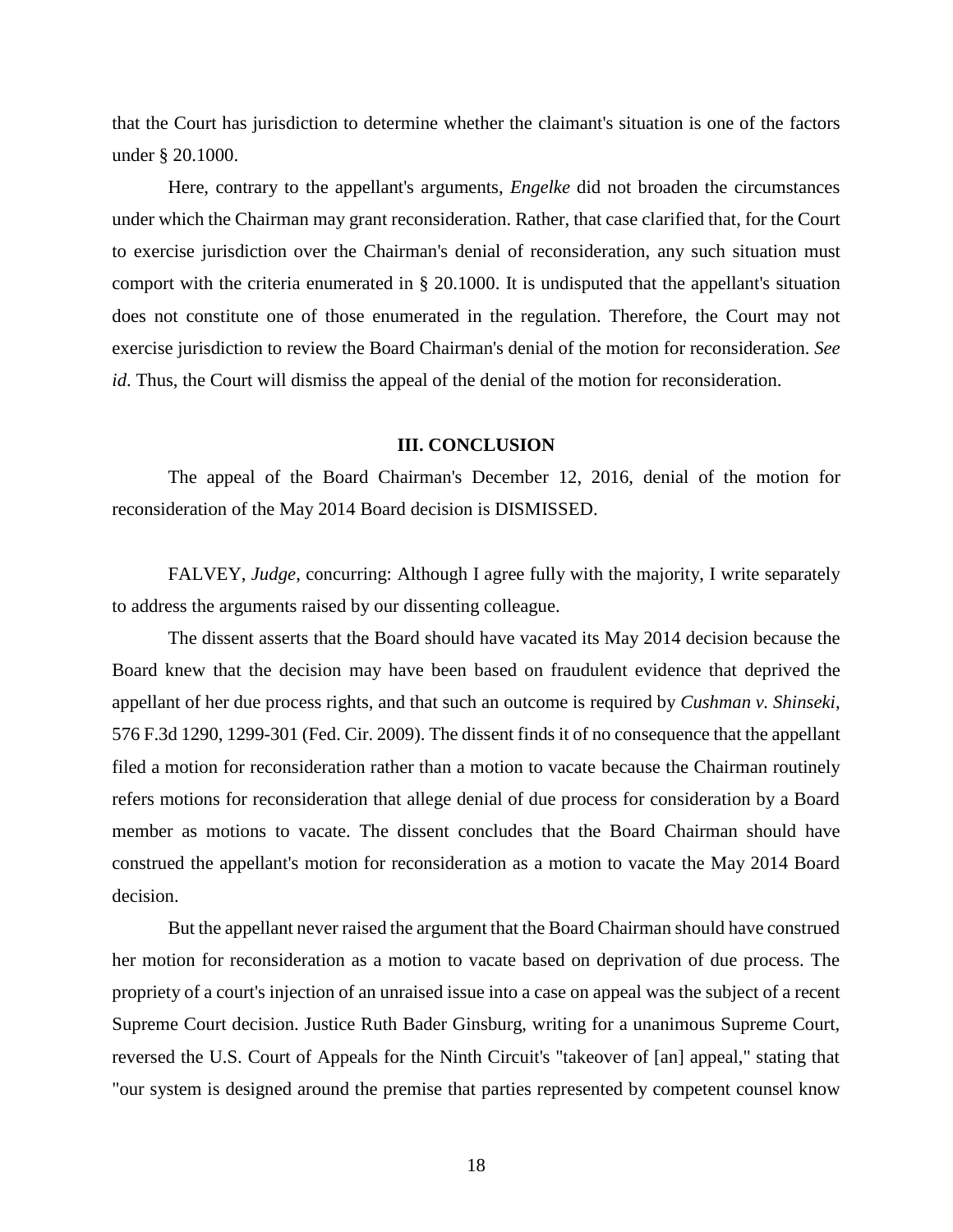that the Court has jurisdiction to determine whether the claimant's situation is one of the factors under § 20.1000.

Here, contrary to the appellant's arguments, *Engelke* did not broaden the circumstances under which the Chairman may grant reconsideration. Rather, that case clarified that, for the Court to exercise jurisdiction over the Chairman's denial of reconsideration, any such situation must comport with the criteria enumerated in § 20.1000. It is undisputed that the appellant's situation does not constitute one of those enumerated in the regulation. Therefore, the Court may not exercise jurisdiction to review the Board Chairman's denial of the motion for reconsideration. *See id*. Thus, the Court will dismiss the appeal of the denial of the motion for reconsideration.

## III. CONCLUSION

The appeal of the Board Chairman's December 12, 2016, denial of the motion for reconsideration of the May 2014 Board decision is DISMISSED.

FALVEY, *Judge*, concurring: Although I agree fully with the majority, I write separately to address the arguments raised by our dissenting colleague.

The dissent asserts that the Board should have vacated its May 2014 decision because the Board knew that the decision may have been based on fraudulent evidence that deprived the appellant of her due process rights, and that such an outcome is required by *Cushman v. Shinseki*, 576 F.3d 1290, 1299-301 (Fed. Cir. 2009). The dissent finds it of no consequence that the appellant filed a motion for reconsideration rather than a motion to vacate because the Chairman routinely refers motions for reconsideration that allege denial of due process for consideration by a Board member as motions to vacate. The dissent concludes that the Board Chairman should have construed the appellant's motion for reconsideration as a motion to vacate the May 2014 Board decision.

But the appellant never raised the argument that the Board Chairman should have construed her motion for reconsideration as a motion to vacate based on deprivation of due process. The propriety of a court's injection of an unraised issue into a case on appeal was the subject of a recent Supreme Court decision. Justice Ruth Bader Ginsburg, writing for a unanimous Supreme Court, reversed the U.S. Court of Appeals for the Ninth Circuit's "takeover of [an] appeal," stating that "our system is designed around the premise that parties represented by competent counsel know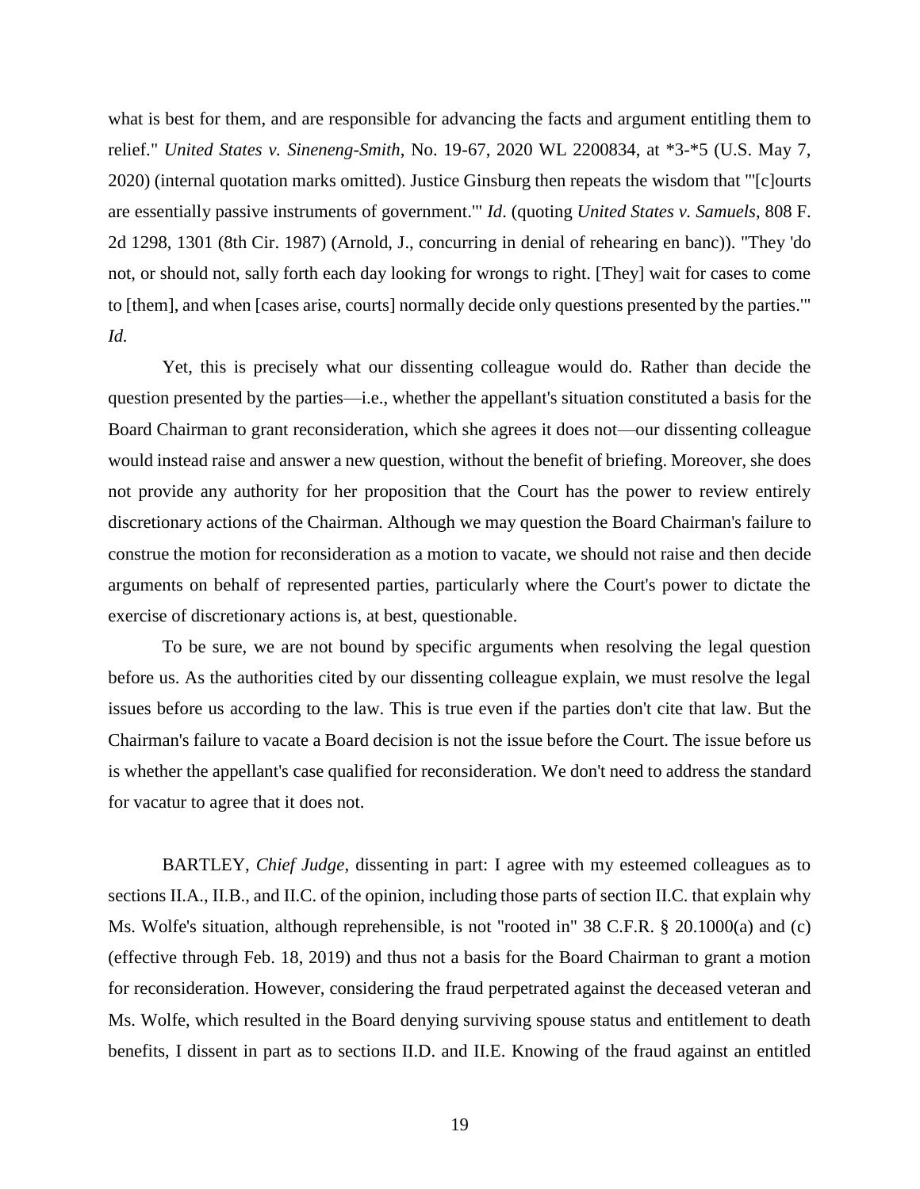what is best for them, and are responsible for advancing the facts and argument entitling them to relief." *United States v. Sineneng-Smith*, No. 19-67, 2020 WL 2200834, at *3-*5 (U.S. May 7, 2020) (internal quotation marks omitted). Justice Ginsburg then repeats the wisdom that "'[c]ourts are essentially passive instruments of government.'" *Id*. (quoting *United States v. Samuels*, 808 F. 2d 1298, 1301 (8th Cir. 1987) (Arnold, J., concurring in denial of rehearing en banc)). "They 'do not, or should not, sally forth each day looking for wrongs to right. [They] wait for cases to come to [them], and when [cases arise, courts] normally decide only questions presented by the parties.'" *Id.*

Yet, this is precisely what our dissenting colleague would do. Rather than decide the question presented by the parties—i.e., whether the appellant's situation constituted a basis for the Board Chairman to grant reconsideration, which she agrees it does not—our dissenting colleague would instead raise and answer a new question, without the benefit of briefing. Moreover, she does not provide any authority for her proposition that the Court has the power to review entirely discretionary actions of the Chairman. Although we may question the Board Chairman's failure to construe the motion for reconsideration as a motion to vacate, we should not raise and then decide arguments on behalf of represented parties, particularly where the Court's power to dictate the exercise of discretionary actions is, at best, questionable.

To be sure, we are not bound by specific arguments when resolving the legal question before us. As the authorities cited by our dissenting colleague explain, we must resolve the legal issues before us according to the law. This is true even if the parties don't cite that law. But the Chairman's failure to vacate a Board decision is not the issue before the Court. The issue before us is whether the appellant's case qualified for reconsideration. We don't need to address the standard for vacatur to agree that it does not.

BARTLEY, *Chief Judge*, dissenting in part: I agree with my esteemed colleagues as to sections II.A., II.B., and II.C. of the opinion, including those parts of section II.C. that explain why Ms. Wolfe's situation, although reprehensible, is not "rooted in" 38 C.F.R. § 20.1000(a) and (c) (effective through Feb. 18, 2019) and thus not a basis for the Board Chairman to grant a motion for reconsideration. However, considering the fraud perpetrated against the deceased veteran and Ms. Wolfe, which resulted in the Board denying surviving spouse status and entitlement to death benefits, I dissent in part as to sections II.D. and II.E. Knowing of the fraud against an entitled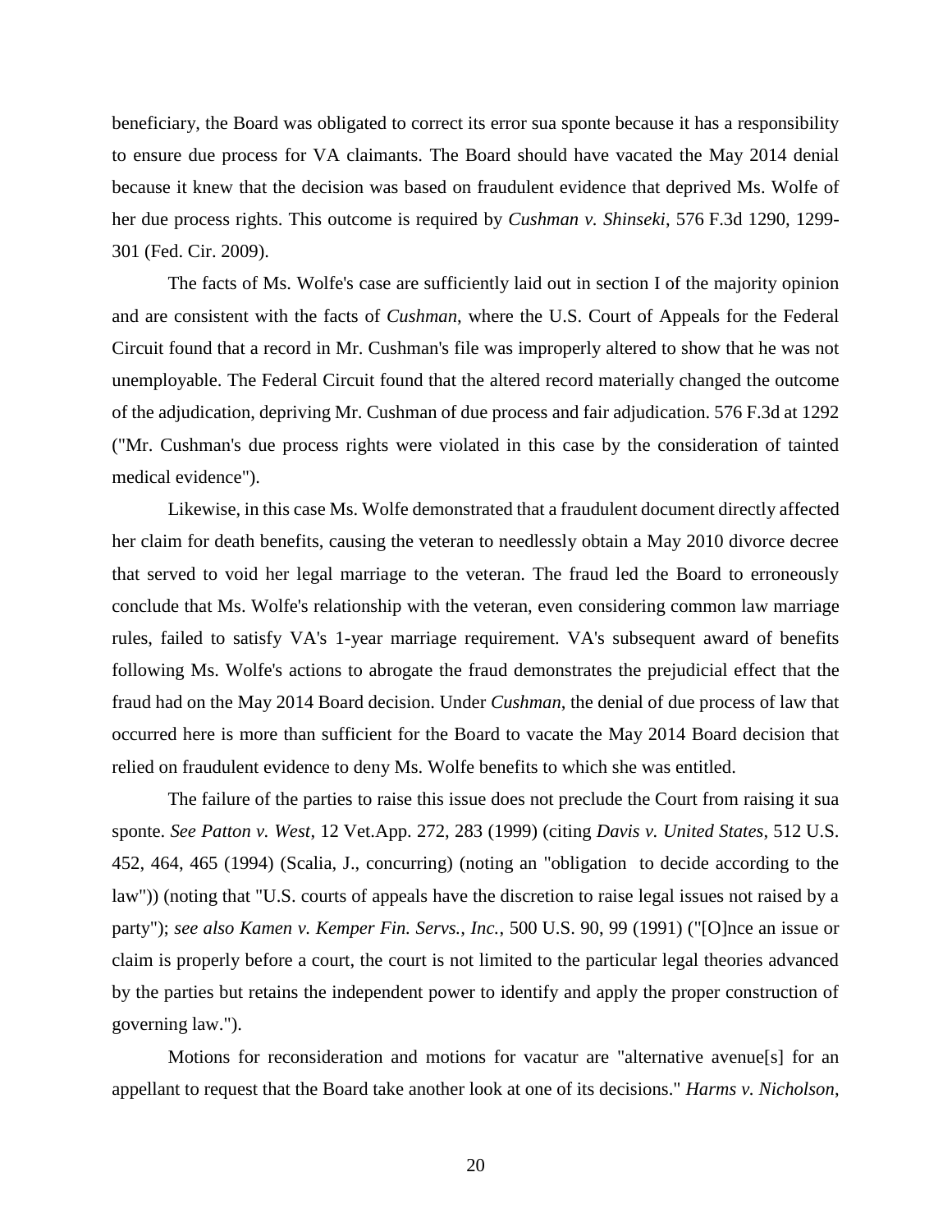beneficiary, the Board was obligated to correct its error sua sponte because it has a responsibility to ensure due process for VA claimants. The Board should have vacated the May 2014 denial because it knew that the decision was based on fraudulent evidence that deprived Ms. Wolfe of her due process rights. This outcome is required by *Cushman v. Shinseki*, 576 F.3d 1290, 1299-301 (Fed. Cir. 2009).

The facts of Ms. Wolfe's case are sufficiently laid out in section I of the majority opinion and are consistent with the facts of *Cushman*, where the U.S. Court of Appeals for the Federal Circuit found that a record in Mr. Cushman's file was improperly altered to show that he was not unemployable. The Federal Circuit found that the altered record materially changed the outcome of the adjudication, depriving Mr. Cushman of due process and fair adjudication. 576 F.3d at 1292 ("Mr. Cushman's due process rights were violated in this case by the consideration of tainted medical evidence").

Likewise, in this case Ms. Wolfe demonstrated that a fraudulent document directly affected her claim for death benefits, causing the veteran to needlessly obtain a May 2010 divorce decree that served to void her legal marriage to the veteran. The fraud led the Board to erroneously conclude that Ms. Wolfe's relationship with the veteran, even considering common law marriage rules, failed to satisfy VA's 1-year marriage requirement. VA's subsequent award of benefits following Ms. Wolfe's actions to abrogate the fraud demonstrates the prejudicial effect that the fraud had on the May 2014 Board decision. Under *Cushman*, the denial of due process of law that occurred here is more than sufficient for the Board to vacate the May 2014 Board decision that relied on fraudulent evidence to deny Ms. Wolfe benefits to which she was entitled.

The failure of the parties to raise this issue does not preclude the Court from raising it sua sponte. *See Patton v. West*, 12 Vet.App. 272, 283 (1999) (citing *Davis v. United States*, 512 U.S. 452, 464, 465 (1994) (Scalia, J., concurring) (noting an "obligation to decide according to the law")) (noting that "U.S. courts of appeals have the discretion to raise legal issues not raised by a party"); *see also Kamen v. Kemper Fin. Servs., Inc.*, 500 U.S. 90, 99 (1991) ("[O]nce an issue or claim is properly before a court, the court is not limited to the particular legal theories advanced by the parties but retains the independent power to identify and apply the proper construction of governing law.").

Motions for reconsideration and motions for vacatur are "alternative avenue[s] for an appellant to request that the Board take another look at one of its decisions." *Harms v. Nicholson*,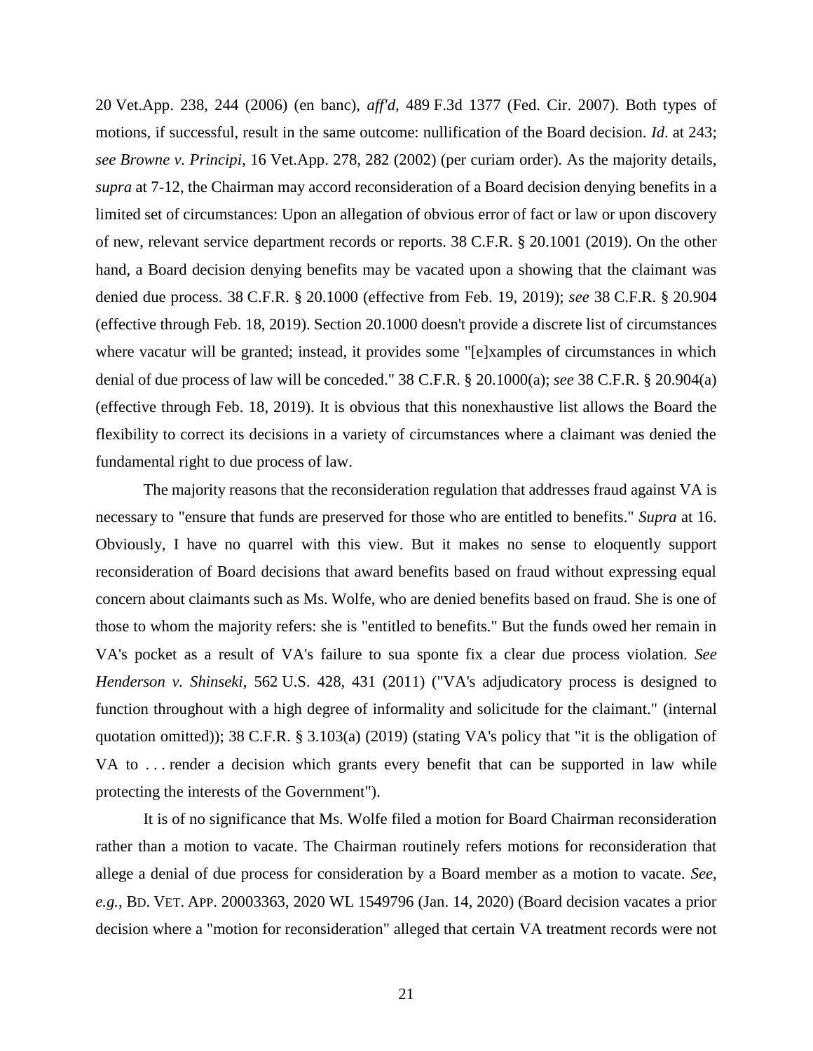20 Vet.App. 238, 244 (2006) (en banc), *aff'd*, 489 F.3d 1377 (Fed. Cir. 2007). Both types of motions, if successful, result in the same outcome: nullification of the Board decision. *Id*. at 243; *see Browne v. Principi*, 16 Vet.App. 278, 282 (2002) (per curiam order). As the majority details, *supra* at 7-12, the Chairman may accord reconsideration of a Board decision denying benefits in a limited set of circumstances: Upon an allegation of obvious error of fact or law or upon discovery of new, relevant service department records or reports. 38 C.F.R. § 20.1001 (2019). On the other hand, a Board decision denying benefits may be vacated upon a showing that the claimant was denied due process. 38 C.F.R. § 20.1000 (effective from Feb. 19, 2019); *see* 38 C.F.R. § 20.904 (effective through Feb. 18, 2019). Section 20.1000 doesn't provide a discrete list of circumstances where vacatur will be granted; instead, it provides some "[e]xamples of circumstances in which denial of due process of law will be conceded." 38 C.F.R. § 20.1000(a); *see* 38 C.F.R. § 20.904(a) (effective through Feb. 18, 2019). It is obvious that this nonexhaustive list allows the Board the flexibility to correct its decisions in a variety of circumstances where a claimant was denied the fundamental right to due process of law.

The majority reasons that the reconsideration regulation that addresses fraud against VA is necessary to "ensure that funds are preserved for those who are entitled to benefits." *Supra* at 16. Obviously, I have no quarrel with this view. But it makes no sense to eloquently support reconsideration of Board decisions that award benefits based on fraud without expressing equal concern about claimants such as Ms. Wolfe, who are denied benefits based on fraud. She is one of those to whom the majority refers: she is "entitled to benefits." But the funds owed her remain in VA's pocket as a result of VA's failure to sua sponte fix a clear due process violation. *See Henderson v. Shinseki*, 562 U.S. 428, 431 (2011) ("VA's adjudicatory process is designed to function throughout with a high degree of informality and solicitude for the claimant." (internal quotation omitted)); 38 C.F.R. § 3.103(a) (2019) (stating VA's policy that "it is the obligation of VA to . . . render a decision which grants every benefit that can be supported in law while protecting the interests of the Government").

It is of no significance that Ms. Wolfe filed a motion for Board Chairman reconsideration rather than a motion to vacate. The Chairman routinely refers motions for reconsideration that allege a denial of due process for consideration by a Board member as a motion to vacate. *See, e.g.*, BD. VET. APP. 20003363, 2020 WL 1549796 (Jan. 14, 2020) (Board decision vacates a prior decision where a "motion for reconsideration" alleged that certain VA treatment records were not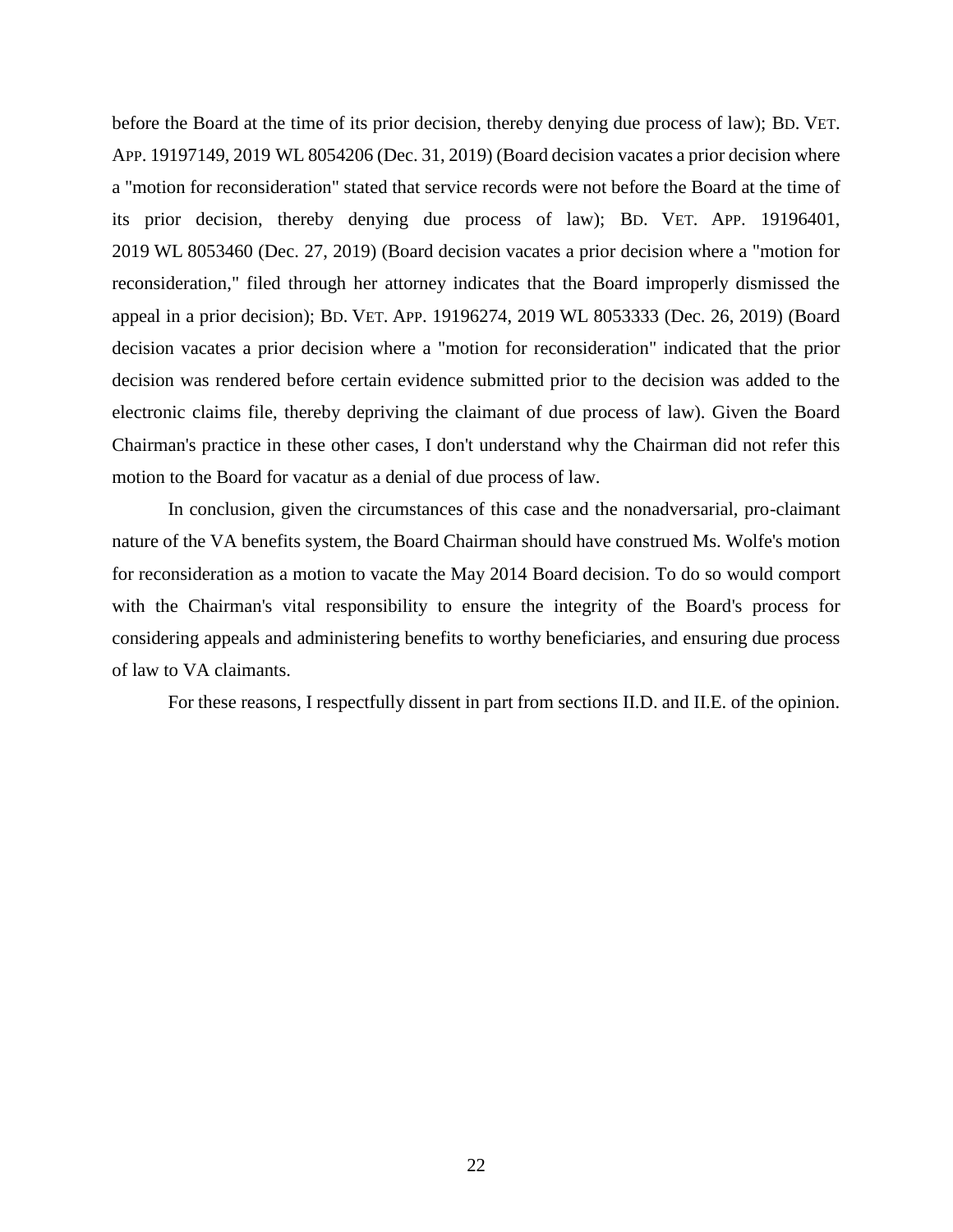before the Board at the time of its prior decision, thereby denying due process of law); BD. VET. APP. 19197149, 2019 WL 8054206 (Dec. 31, 2019) (Board decision vacates a prior decision where a "motion for reconsideration" stated that service records were not before the Board at the time of its prior decision, thereby denying due process of law); BD. VET. APP. 19196401, 2019 WL 8053460 (Dec. 27, 2019) (Board decision vacates a prior decision where a "motion for reconsideration," filed through her attorney indicates that the Board improperly dismissed the appeal in a prior decision); BD. VET. APP. 19196274, 2019 WL 8053333 (Dec. 26, 2019) (Board decision vacates a prior decision where a "motion for reconsideration" indicated that the prior decision was rendered before certain evidence submitted prior to the decision was added to the electronic claims file, thereby depriving the claimant of due process of law). Given the Board Chairman's practice in these other cases, I don't understand why the Chairman did not refer this motion to the Board for vacatur as a denial of due process of law.

In conclusion, given the circumstances of this case and the nonadversarial, pro-claimant nature of the VA benefits system, the Board Chairman should have construed Ms. Wolfe's motion for reconsideration as a motion to vacate the May 2014 Board decision. To do so would comport with the Chairman's vital responsibility to ensure the integrity of the Board's process for considering appeals and administering benefits to worthy beneficiaries, and ensuring due process of law to VA claimants.

For these reasons, I respectfully dissent in part from sections II.D. and II.E. of the opinion.